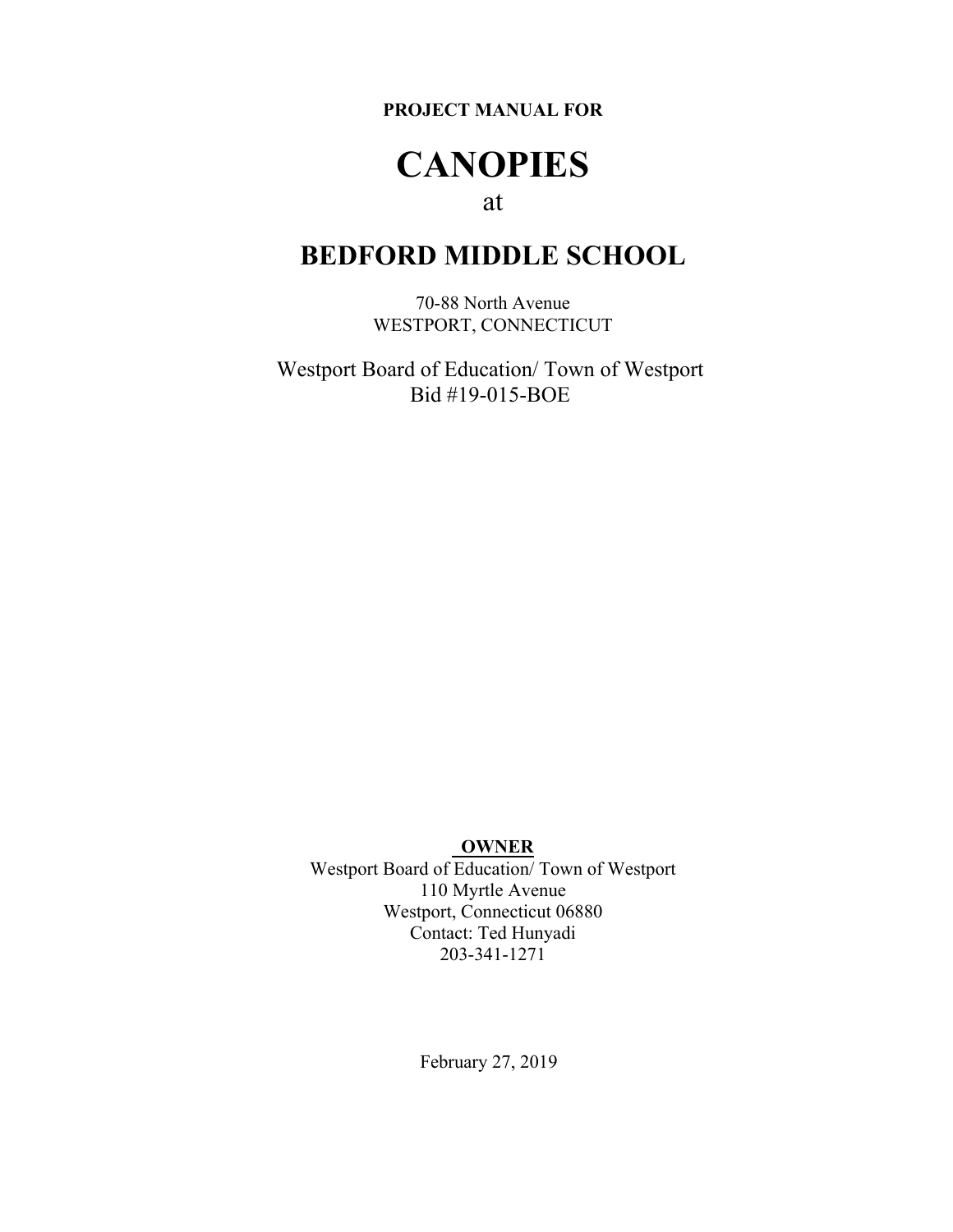**PROJECT MANUAL FOR**

# CANOPIES

at

## BEDFORD MIDDLE SCHOOL

70-88 North Avenue
WESTPORT, CONNECTICUT

Westport Board of Education/ Town of Westport
Bid #19-015-BOE

**OWNER**

Westport Board of Education/ Town of Westport
110 Myrtle Avenue
Westport, Connecticut 06880
Contact: Ted Hunyadi
203-341-1271

February 27, 2019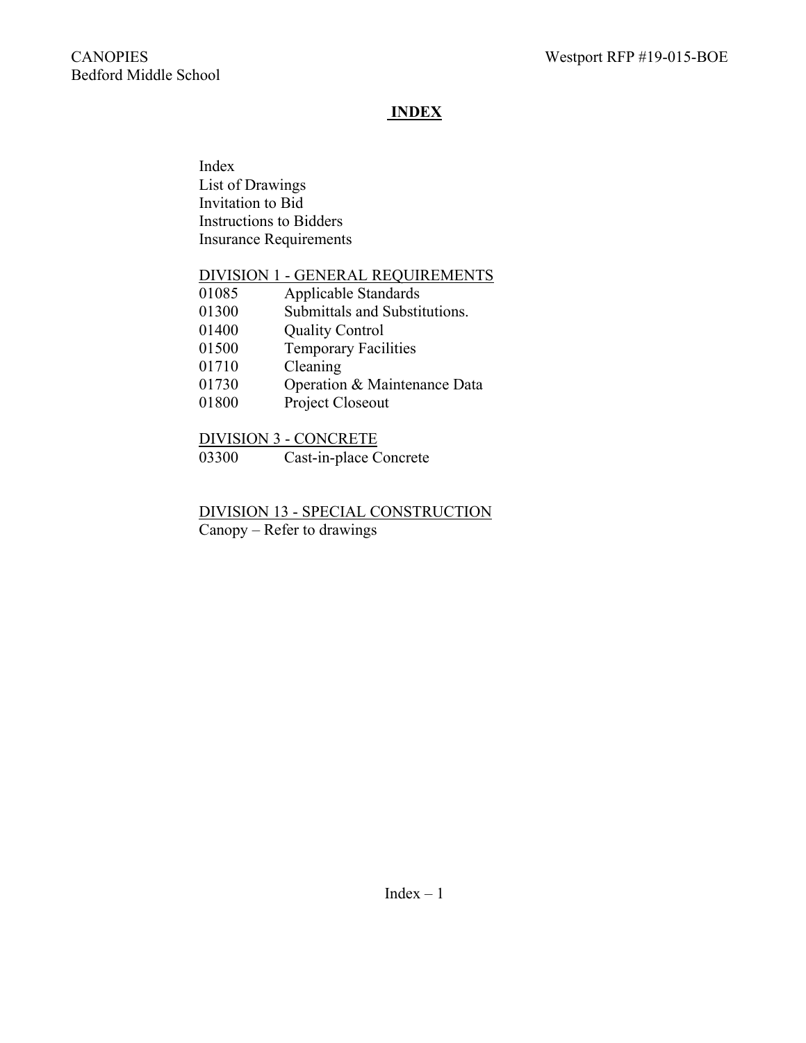# INDEX

Index
List of Drawings
Invitation to Bid
Instructions to Bidders
Insurance Requirements

## DIVISION 1 - GENERAL REQUIREMENTS

| | |
|---|---|
| 01085 | Applicable Standards |
| 01300 | Submittals and Substitutions. |
| 01400 | Quality Control |
| 01500 | Temporary Facilities |
| 01710 | Cleaning |
| 01730 | Operation & Maintenance Data |
| 01800 | Project Closeout |

## DIVISION 3 - CONCRETE

| | |
|---|---|
| 03300 | Cast-in-place Concrete |

## DIVISION 13 - SPECIAL CONSTRUCTION

Canopy – Refer to drawings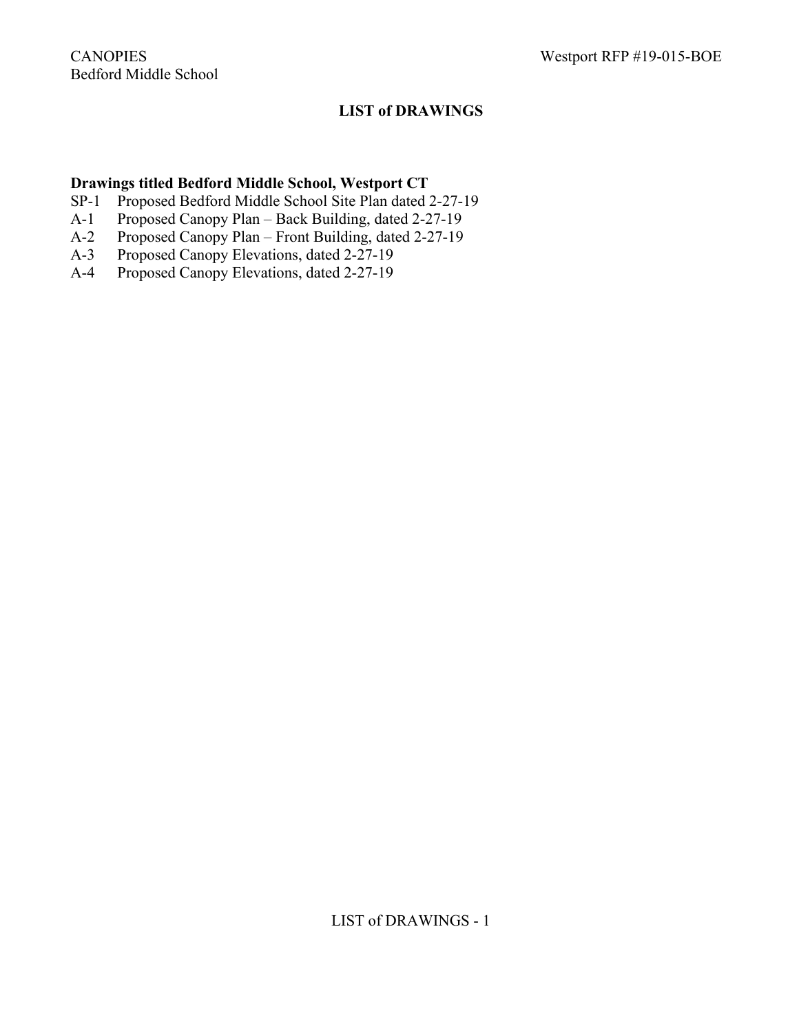# LIST of DRAWINGS

**Drawings titled Bedford Middle School, Westport CT**

SP-1 Proposed Bedford Middle School Site Plan dated 2-27-19
A-1 Proposed Canopy Plan – Back Building, dated 2-27-19
A-2 Proposed Canopy Plan – Front Building, dated 2-27-19
A-3 Proposed Canopy Elevations, dated 2-27-19
A-4 Proposed Canopy Elevations, dated 2-27-19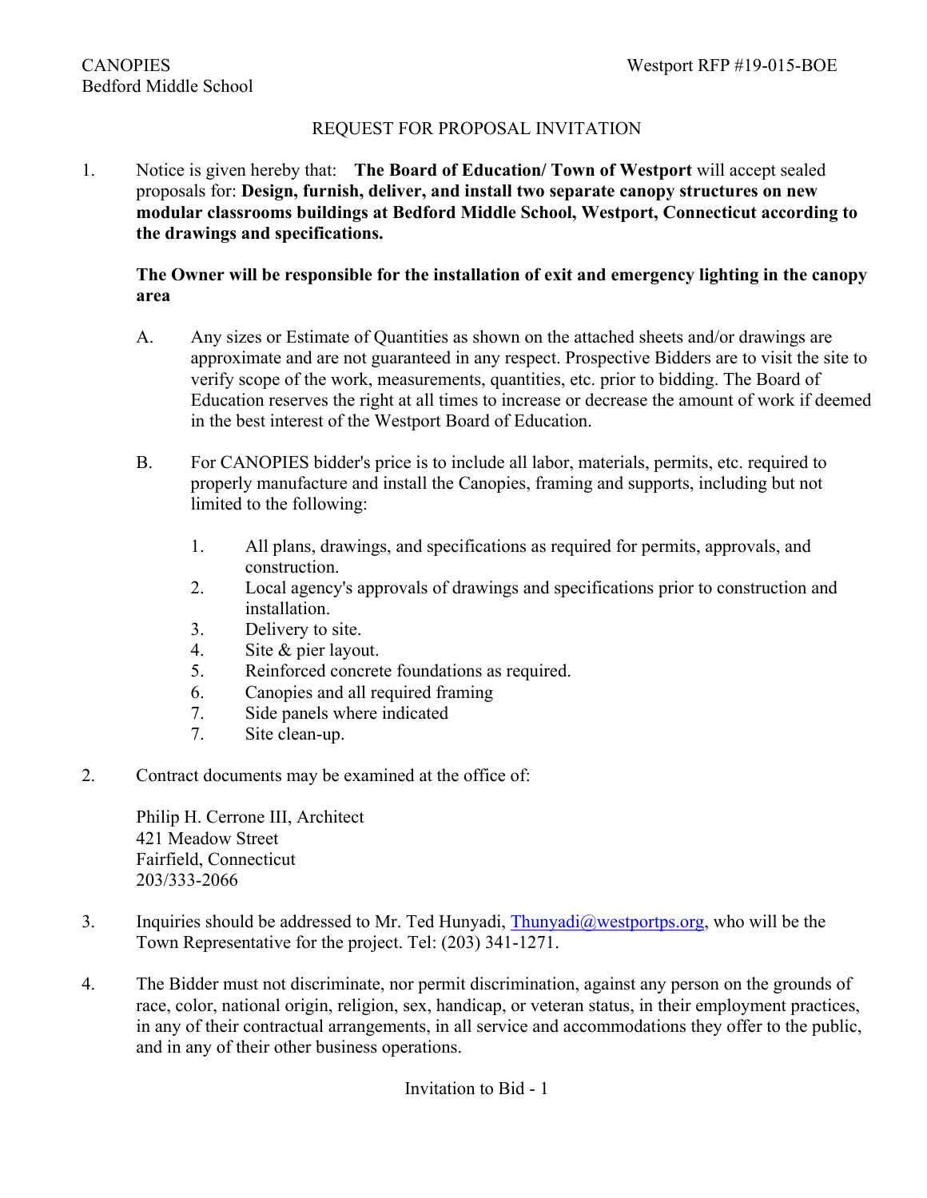## REQUEST FOR PROPOSAL INVITATION

1. Notice is given hereby that: **The Board of Education/ Town of Westport** will accept sealed proposals for: **Design, furnish, deliver, and install two separate canopy structures on new modular classrooms buildings at Bedford Middle School, Westport, Connecticut according to the drawings and specifications.**

   **The Owner will be responsible for the installation of exit and emergency lighting in the canopy area**

   A. Any sizes or Estimate of Quantities as shown on the attached sheets and/or drawings are approximate and are not guaranteed in any respect. Prospective Bidders are to visit the site to verify scope of the work, measurements, quantities, etc. prior to bidding. The Board of Education reserves the right at all times to increase or decrease the amount of work if deemed in the best interest of the Westport Board of Education.

   B. For CANOPIES bidder's price is to include all labor, materials, permits, etc. required to properly manufacture and install the Canopies, framing and supports, including but not limited to the following:

      1. All plans, drawings, and specifications as required for permits, approvals, and construction.
      2. Local agency's approvals of drawings and specifications prior to construction and installation.
      3. Delivery to site.
      4. Site & pier layout.
      5. Reinforced concrete foundations as required.
      6. Canopies and all required framing
      7. Side panels where indicated
      7. Site clean-up.

2. Contract documents may be examined at the office of:

   Philip H. Cerrone III, Architect
   421 Meadow Street
   Fairfield, Connecticut
   203/333-2066

3. Inquiries should be addressed to Mr. Ted Hunyadi, Thunyadi@westportps.org, who will be the Town Representative for the project. Tel: (203) 341-1271.

4. The Bidder must not discriminate, nor permit discrimination, against any person on the grounds of race, color, national origin, religion, sex, handicap, or veteran status, in their employment practices, in any of their contractual arrangements, in all service and accommodations they offer to the public, and in any of their other business operations.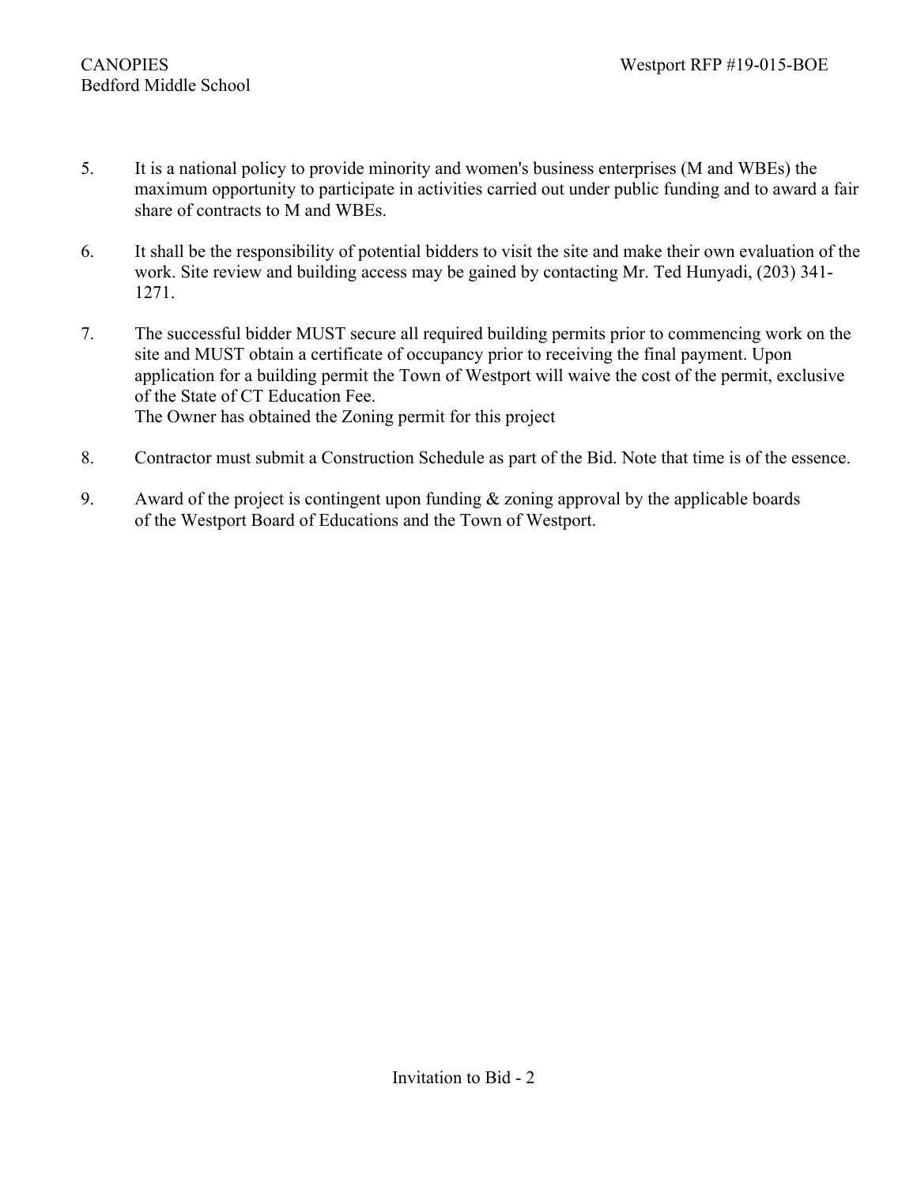5. It is a national policy to provide minority and women's business enterprises (M and WBEs) the maximum opportunity to participate in activities carried out under public funding and to award a fair share of contracts to M and WBEs.

6. It shall be the responsibility of potential bidders to visit the site and make their own evaluation of the work. Site review and building access may be gained by contacting Mr. Ted Hunyadi, (203) 341-1271.

7. The successful bidder MUST secure all required building permits prior to commencing work on the site and MUST obtain a certificate of occupancy prior to receiving the final payment. Upon application for a building permit the Town of Westport will waive the cost of the permit, exclusive of the State of CT Education Fee.
   The Owner has obtained the Zoning permit for this project

8. Contractor must submit a Construction Schedule as part of the Bid. Note that time is of the essence.

9. Award of the project is contingent upon funding & zoning approval by the applicable boards of the Westport Board of Educations and the Town of Westport.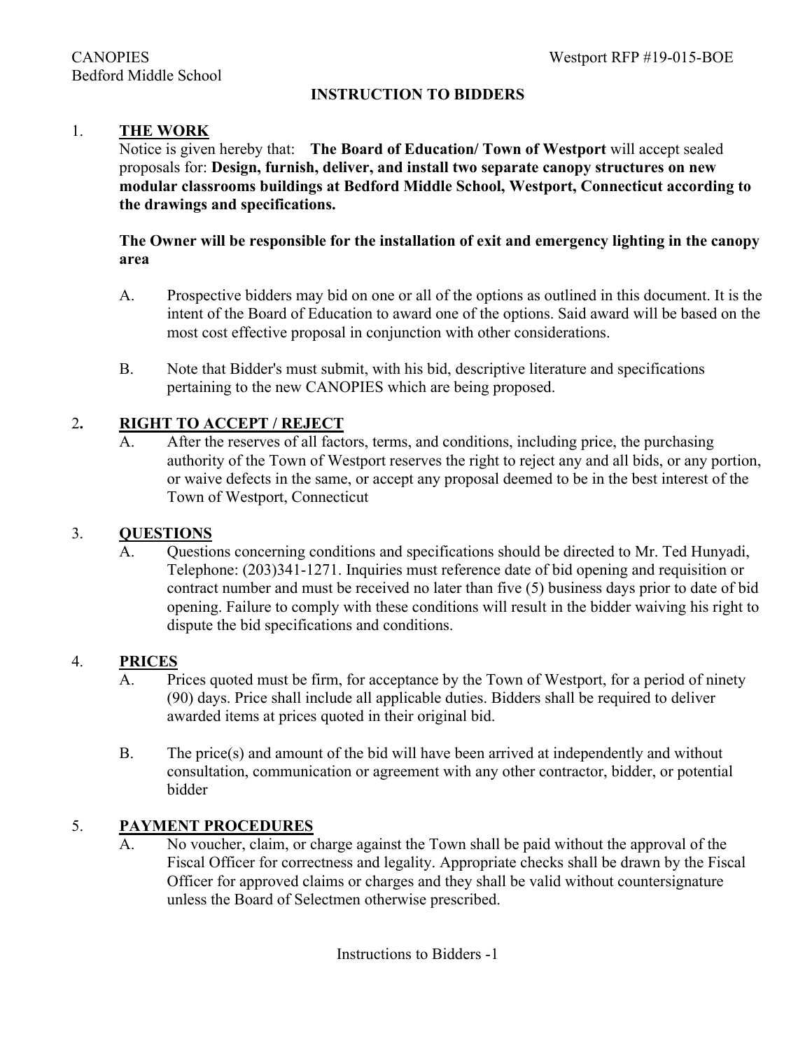## INSTRUCTION TO BIDDERS

### 1. THE WORK

Notice is given hereby that: **The Board of Education/ Town of Westport** will accept sealed proposals for: **Design, furnish, deliver, and install two separate canopy structures on new modular classrooms buildings at Bedford Middle School, Westport, Connecticut according to the drawings and specifications.**

**The Owner will be responsible for the installation of exit and emergency lighting in the canopy area**

A. Prospective bidders may bid on one or all of the options as outlined in this document. It is the intent of the Board of Education to award one of the options. Said award will be based on the most cost effective proposal in conjunction with other considerations.

B. Note that Bidder's must submit, with his bid, descriptive literature and specifications pertaining to the new CANOPIES which are being proposed.

### 2. RIGHT TO ACCEPT / REJECT

A. After the reserves of all factors, terms, and conditions, including price, the purchasing authority of the Town of Westport reserves the right to reject any and all bids, or any portion, or waive defects in the same, or accept any proposal deemed to be in the best interest of the Town of Westport, Connecticut

### 3. QUESTIONS

A. Questions concerning conditions and specifications should be directed to Mr. Ted Hunyadi, Telephone: (203)341-1271. Inquiries must reference date of bid opening and requisition or contract number and must be received no later than five (5) business days prior to date of bid opening. Failure to comply with these conditions will result in the bidder waiving his right to dispute the bid specifications and conditions.

### 4. PRICES

A. Prices quoted must be firm, for acceptance by the Town of Westport, for a period of ninety (90) days. Price shall include all applicable duties. Bidders shall be required to deliver awarded items at prices quoted in their original bid.

B. The price(s) and amount of the bid will have been arrived at independently and without consultation, communication or agreement with any other contractor, bidder, or potential bidder

### 5. PAYMENT PROCEDURES

A. No voucher, claim, or charge against the Town shall be paid without the approval of the Fiscal Officer for correctness and legality. Appropriate checks shall be drawn by the Fiscal Officer for approved claims or charges and they shall be valid without countersignature unless the Board of Selectmen otherwise prescribed.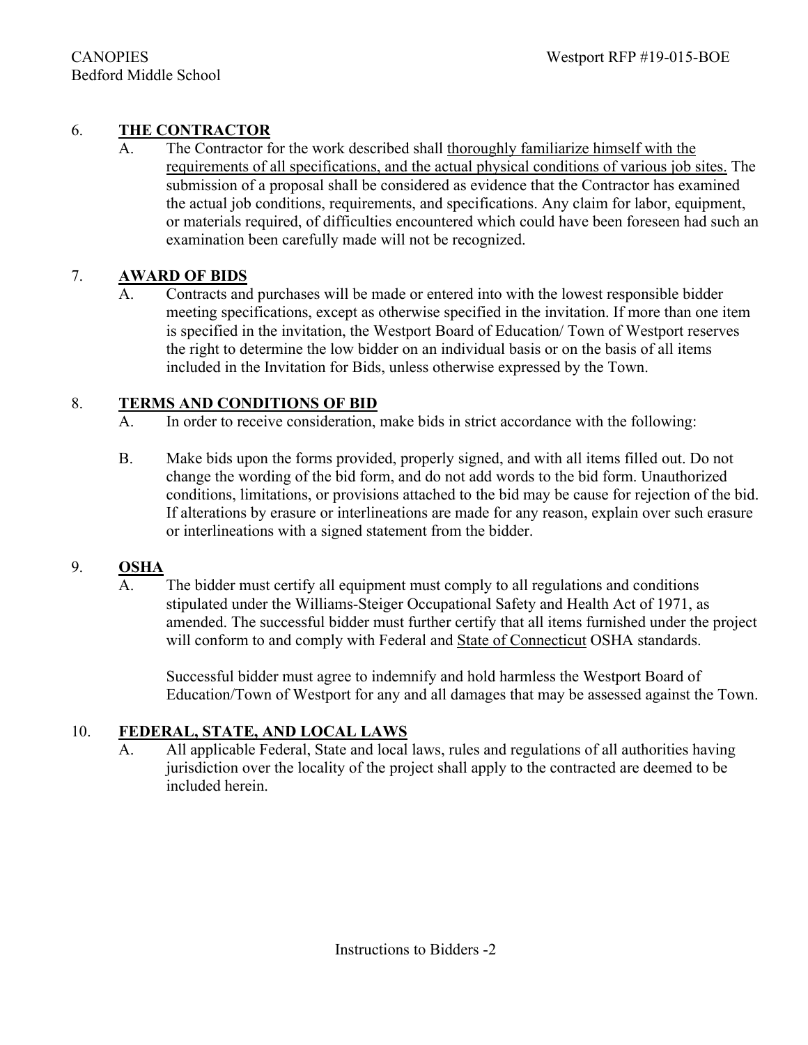## 6. **THE CONTRACTOR**

A. The Contractor for the work described shall thoroughly familiarize himself with the requirements of all specifications, and the actual physical conditions of various job sites. The submission of a proposal shall be considered as evidence that the Contractor has examined the actual job conditions, requirements, and specifications. Any claim for labor, equipment, or materials required, of difficulties encountered which could have been foreseen had such an examination been carefully made will not be recognized.

## 7. **AWARD OF BIDS**

A. Contracts and purchases will be made or entered into with the lowest responsible bidder meeting specifications, except as otherwise specified in the invitation. If more than one item is specified in the invitation, the Westport Board of Education/ Town of Westport reserves the right to determine the low bidder on an individual basis or on the basis of all items included in the Invitation for Bids, unless otherwise expressed by the Town.

## 8. **TERMS AND CONDITIONS OF BID**

A. In order to receive consideration, make bids in strict accordance with the following:

B. Make bids upon the forms provided, properly signed, and with all items filled out. Do not change the wording of the bid form, and do not add words to the bid form. Unauthorized conditions, limitations, or provisions attached to the bid may be cause for rejection of the bid. If alterations by erasure or interlineations are made for any reason, explain over such erasure or interlineations with a signed statement from the bidder.

## 9. **OSHA**

A. The bidder must certify all equipment must comply to all regulations and conditions stipulated under the Williams-Steiger Occupational Safety and Health Act of 1971, as amended. The successful bidder must further certify that all items furnished under the project will conform to and comply with Federal and State of Connecticut OSHA standards.

Successful bidder must agree to indemnify and hold harmless the Westport Board of Education/Town of Westport for any and all damages that may be assessed against the Town.

## 10. **FEDERAL, STATE, AND LOCAL LAWS**

A. All applicable Federal, State and local laws, rules and regulations of all authorities having jurisdiction over the locality of the project shall apply to the contracted are deemed to be included herein.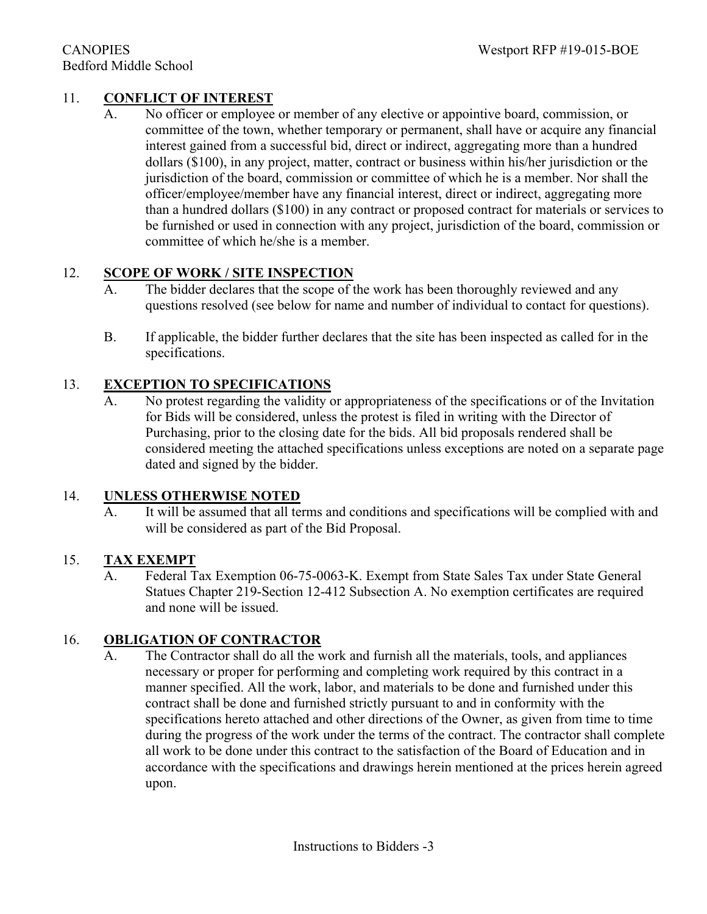## 11. **CONFLICT OF INTEREST**

A. No officer or employee or member of any elective or appointive board, commission, or committee of the town, whether temporary or permanent, shall have or acquire any financial interest gained from a successful bid, direct or indirect, aggregating more than a hundred dollars ($100), in any project, matter, contract or business within his/her jurisdiction or the jurisdiction of the board, commission or committee of which he is a member. Nor shall the officer/employee/member have any financial interest, direct or indirect, aggregating more than a hundred dollars ($100) in any contract or proposed contract for materials or services to be furnished or used in connection with any project, jurisdiction of the board, commission or committee of which he/she is a member.

## 12. **SCOPE OF WORK / SITE INSPECTION**

A. The bidder declares that the scope of the work has been thoroughly reviewed and any questions resolved (see below for name and number of individual to contact for questions).

B. If applicable, the bidder further declares that the site has been inspected as called for in the specifications.

## 13. **EXCEPTION TO SPECIFICATIONS**

A. No protest regarding the validity or appropriateness of the specifications or of the Invitation for Bids will be considered, unless the protest is filed in writing with the Director of Purchasing, prior to the closing date for the bids. All bid proposals rendered shall be considered meeting the attached specifications unless exceptions are noted on a separate page dated and signed by the bidder.

## 14. **UNLESS OTHERWISE NOTED**

A. It will be assumed that all terms and conditions and specifications will be complied with and will be considered as part of the Bid Proposal.

## 15. **TAX EXEMPT**

A. Federal Tax Exemption 06-75-0063-K. Exempt from State Sales Tax under State General Statues Chapter 219-Section 12-412 Subsection A. No exemption certificates are required and none will be issued.

## 16. **OBLIGATION OF CONTRACTOR**

A. The Contractor shall do all the work and furnish all the materials, tools, and appliances necessary or proper for performing and completing work required by this contract in a manner specified. All the work, labor, and materials to be done and furnished under this contract shall be done and furnished strictly pursuant to and in conformity with the specifications hereto attached and other directions of the Owner, as given from time to time during the progress of the work under the terms of the contract. The contractor shall complete all work to be done under this contract to the satisfaction of the Board of Education and in accordance with the specifications and drawings herein mentioned at the prices herein agreed upon.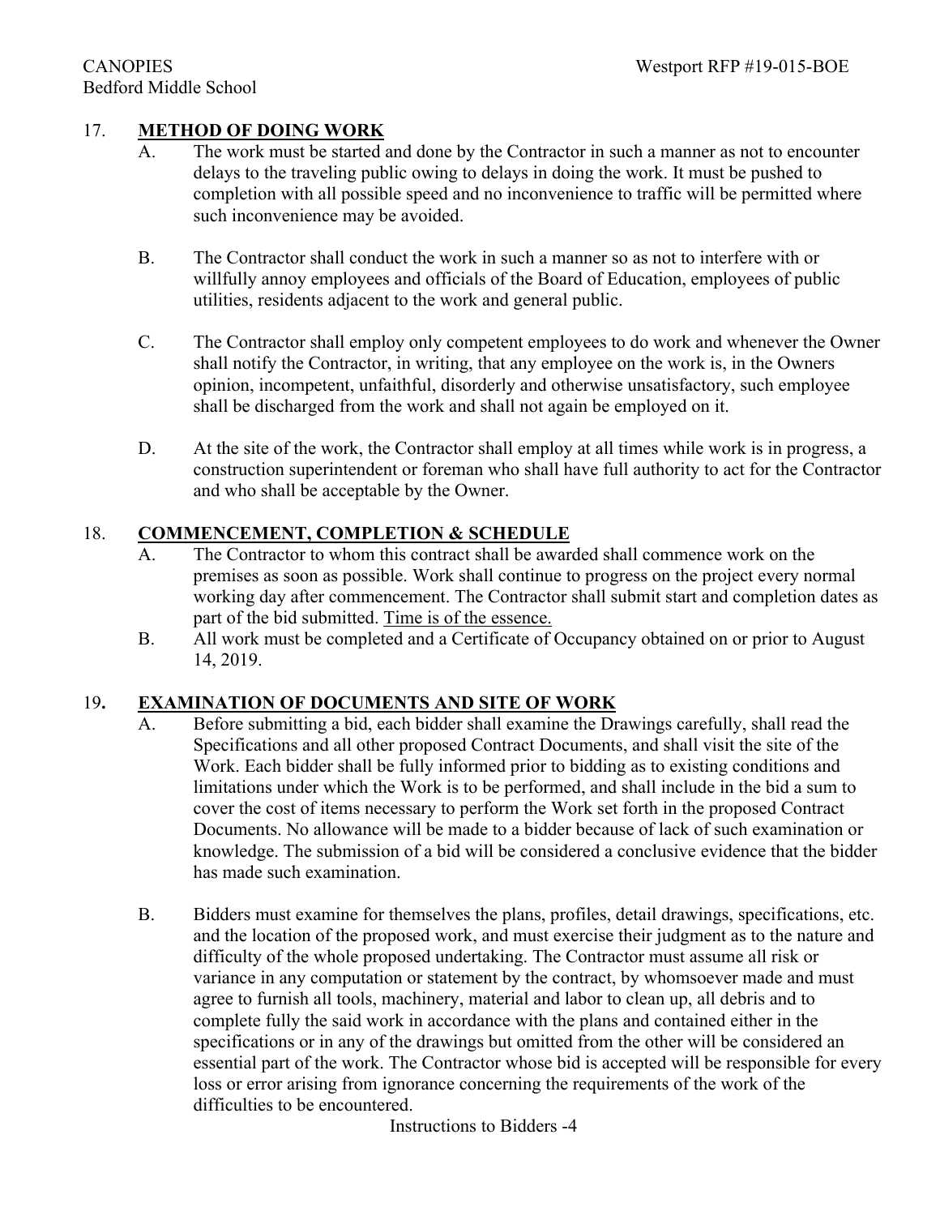## 17. **METHOD OF DOING WORK**

A. The work must be started and done by the Contractor in such a manner as not to encounter delays to the traveling public owing to delays in doing the work. It must be pushed to completion with all possible speed and no inconvenience to traffic will be permitted where such inconvenience may be avoided.

B. The Contractor shall conduct the work in such a manner so as not to interfere with or willfully annoy employees and officials of the Board of Education, employees of public utilities, residents adjacent to the work and general public.

C. The Contractor shall employ only competent employees to do work and whenever the Owner shall notify the Contractor, in writing, that any employee on the work is, in the Owners opinion, incompetent, unfaithful, disorderly and otherwise unsatisfactory, such employee shall be discharged from the work and shall not again be employed on it.

D. At the site of the work, the Contractor shall employ at all times while work is in progress, a construction superintendent or foreman who shall have full authority to act for the Contractor and who shall be acceptable by the Owner.

## 18. **COMMENCEMENT, COMPLETION & SCHEDULE**

A. The Contractor to whom this contract shall be awarded shall commence work on the premises as soon as possible. Work shall continue to progress on the project every normal working day after commencement. The Contractor shall submit start and completion dates as part of the bid submitted. Time is of the essence.

B. All work must be completed and a Certificate of Occupancy obtained on or prior to August 14, 2019.

## 19. **EXAMINATION OF DOCUMENTS AND SITE OF WORK**

A. Before submitting a bid, each bidder shall examine the Drawings carefully, shall read the Specifications and all other proposed Contract Documents, and shall visit the site of the Work. Each bidder shall be fully informed prior to bidding as to existing conditions and limitations under which the Work is to be performed, and shall include in the bid a sum to cover the cost of items necessary to perform the Work set forth in the proposed Contract Documents. No allowance will be made to a bidder because of lack of such examination or knowledge. The submission of a bid will be considered a conclusive evidence that the bidder has made such examination.

B. Bidders must examine for themselves the plans, profiles, detail drawings, specifications, etc. and the location of the proposed work, and must exercise their judgment as to the nature and difficulty of the whole proposed undertaking. The Contractor must assume all risk or variance in any computation or statement by the contract, by whomsoever made and must agree to furnish all tools, machinery, material and labor to clean up, all debris and to complete fully the said work in accordance with the plans and contained either in the specifications or in any of the drawings but omitted from the other will be considered an essential part of the work. The Contractor whose bid is accepted will be responsible for every loss or error arising from ignorance concerning the requirements of the work of the difficulties to be encountered.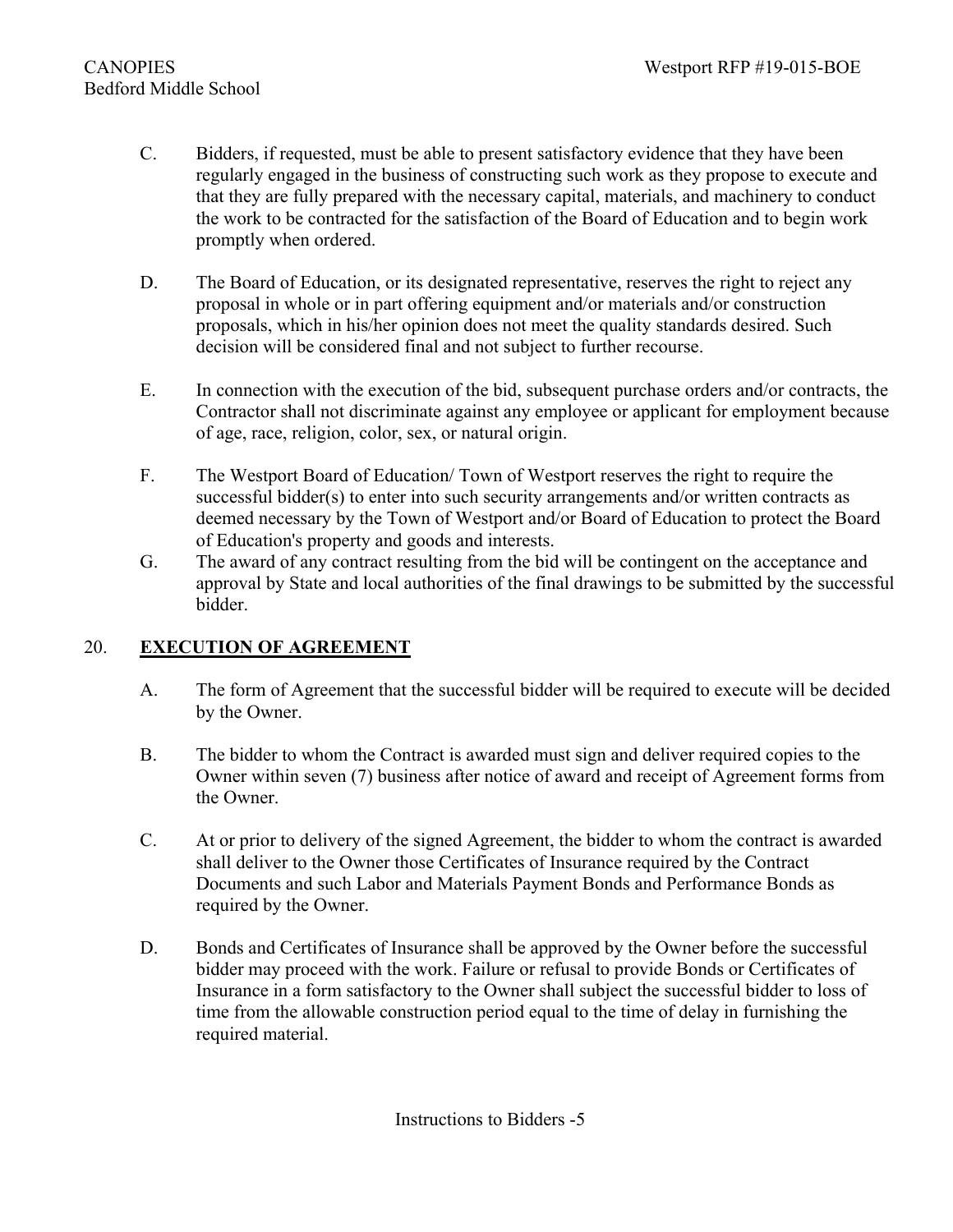C. Bidders, if requested, must be able to present satisfactory evidence that they have been regularly engaged in the business of constructing such work as they propose to execute and that they are fully prepared with the necessary capital, materials, and machinery to conduct the work to be contracted for the satisfaction of the Board of Education and to begin work promptly when ordered.

D. The Board of Education, or its designated representative, reserves the right to reject any proposal in whole or in part offering equipment and/or materials and/or construction proposals, which in his/her opinion does not meet the quality standards desired. Such decision will be considered final and not subject to further recourse.

E. In connection with the execution of the bid, subsequent purchase orders and/or contracts, the Contractor shall not discriminate against any employee or applicant for employment because of age, race, religion, color, sex, or natural origin.

F. The Westport Board of Education/ Town of Westport reserves the right to require the successful bidder(s) to enter into such security arrangements and/or written contracts as deemed necessary by the Town of Westport and/or Board of Education to protect the Board of Education's property and goods and interests.

G. The award of any contract resulting from the bid will be contingent on the acceptance and approval by State and local authorities of the final drawings to be submitted by the successful bidder.

## 20. **EXECUTION OF AGREEMENT**

A. The form of Agreement that the successful bidder will be required to execute will be decided by the Owner.

B. The bidder to whom the Contract is awarded must sign and deliver required copies to the Owner within seven (7) business after notice of award and receipt of Agreement forms from the Owner.

C. At or prior to delivery of the signed Agreement, the bidder to whom the contract is awarded shall deliver to the Owner those Certificates of Insurance required by the Contract Documents and such Labor and Materials Payment Bonds and Performance Bonds as required by the Owner.

D. Bonds and Certificates of Insurance shall be approved by the Owner before the successful bidder may proceed with the work. Failure or refusal to provide Bonds or Certificates of Insurance in a form satisfactory to the Owner shall subject the successful bidder to loss of time from the allowable construction period equal to the time of delay in furnishing the required material.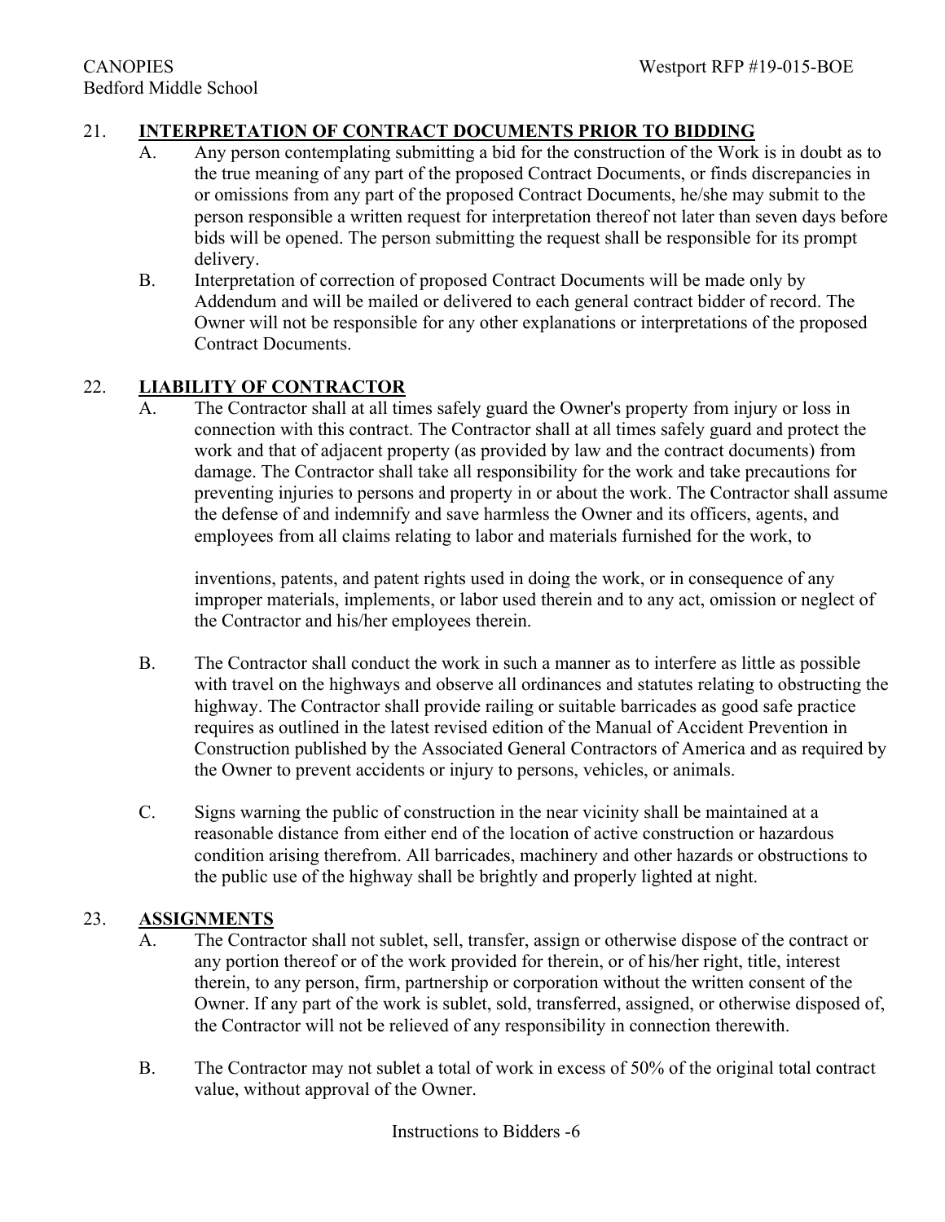## 21. INTERPRETATION OF CONTRACT DOCUMENTS PRIOR TO BIDDING

A. Any person contemplating submitting a bid for the construction of the Work is in doubt as to the true meaning of any part of the proposed Contract Documents, or finds discrepancies in or omissions from any part of the proposed Contract Documents, he/she may submit to the person responsible a written request for interpretation thereof not later than seven days before bids will be opened. The person submitting the request shall be responsible for its prompt delivery.

B. Interpretation of correction of proposed Contract Documents will be made only by Addendum and will be mailed or delivered to each general contract bidder of record. The Owner will not be responsible for any other explanations or interpretations of the proposed Contract Documents.

## 22. LIABILITY OF CONTRACTOR

A. The Contractor shall at all times safely guard the Owner's property from injury or loss in connection with this contract. The Contractor shall at all times safely guard and protect the work and that of adjacent property (as provided by law and the contract documents) from damage. The Contractor shall take all responsibility for the work and take precautions for preventing injuries to persons and property in or about the work. The Contractor shall assume the defense of and indemnify and save harmless the Owner and its officers, agents, and employees from all claims relating to labor and materials furnished for the work, to inventions, patents, and patent rights used in doing the work, or in consequence of any improper materials, implements, or labor used therein and to any act, omission or neglect of the Contractor and his/her employees therein.

B. The Contractor shall conduct the work in such a manner as to interfere as little as possible with travel on the highways and observe all ordinances and statutes relating to obstructing the highway. The Contractor shall provide railing or suitable barricades as good safe practice requires as outlined in the latest revised edition of the Manual of Accident Prevention in Construction published by the Associated General Contractors of America and as required by the Owner to prevent accidents or injury to persons, vehicles, or animals.

C. Signs warning the public of construction in the near vicinity shall be maintained at a reasonable distance from either end of the location of active construction or hazardous condition arising therefrom. All barricades, machinery and other hazards or obstructions to the public use of the highway shall be brightly and properly lighted at night.

## 23. ASSIGNMENTS

A. The Contractor shall not sublet, sell, transfer, assign or otherwise dispose of the contract or any portion thereof or of the work provided for therein, or of his/her right, title, interest therein, to any person, firm, partnership or corporation without the written consent of the Owner. If any part of the work is sublet, sold, transferred, assigned, or otherwise disposed of, the Contractor will not be relieved of any responsibility in connection therewith.

B. The Contractor may not sublet a total of work in excess of 50% of the original total contract value, without approval of the Owner.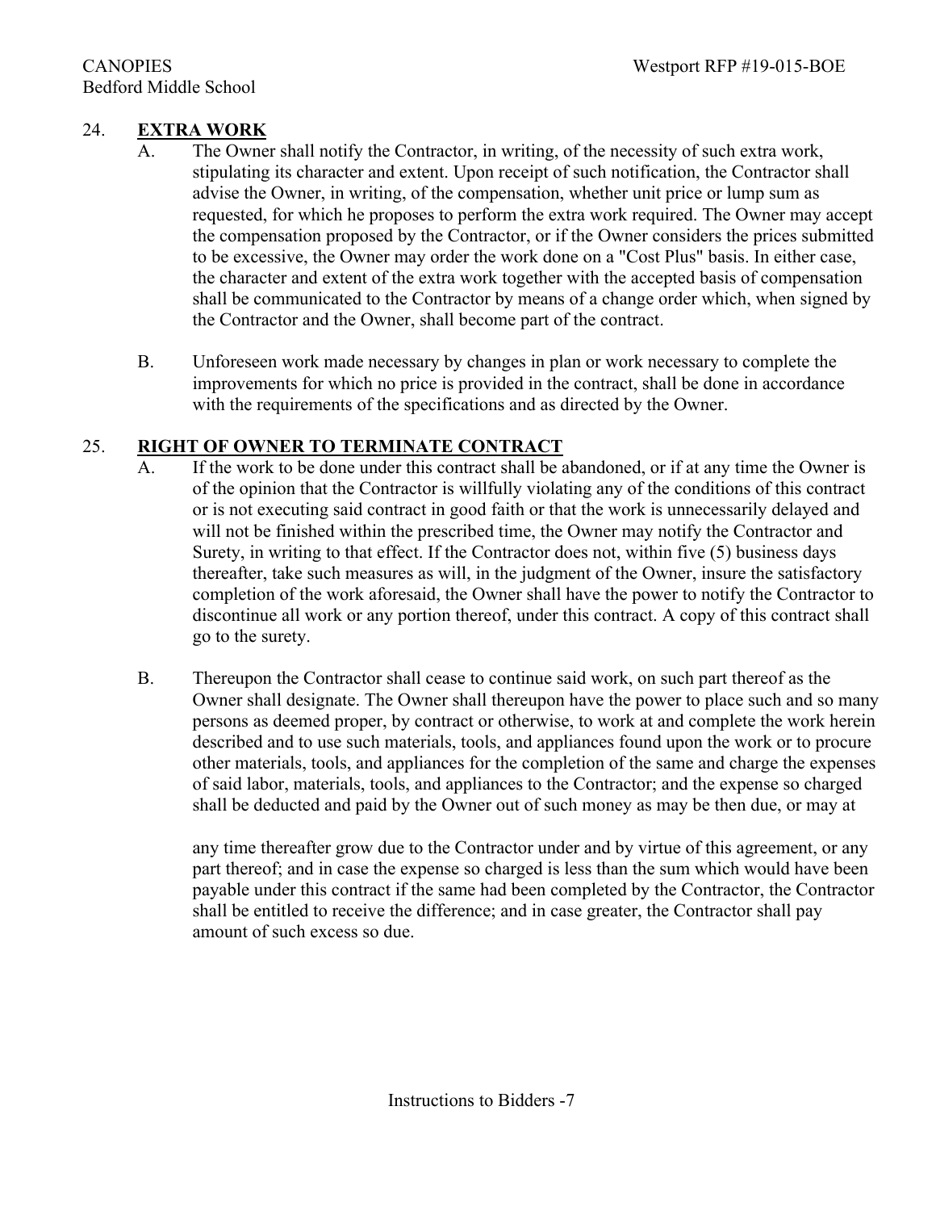## 24. **EXTRA WORK**

A. The Owner shall notify the Contractor, in writing, of the necessity of such extra work, stipulating its character and extent. Upon receipt of such notification, the Contractor shall advise the Owner, in writing, of the compensation, whether unit price or lump sum as requested, for which he proposes to perform the extra work required. The Owner may accept the compensation proposed by the Contractor, or if the Owner considers the prices submitted to be excessive, the Owner may order the work done on a "Cost Plus" basis. In either case, the character and extent of the extra work together with the accepted basis of compensation shall be communicated to the Contractor by means of a change order which, when signed by the Contractor and the Owner, shall become part of the contract.

B. Unforeseen work made necessary by changes in plan or work necessary to complete the improvements for which no price is provided in the contract, shall be done in accordance with the requirements of the specifications and as directed by the Owner.

## 25. **RIGHT OF OWNER TO TERMINATE CONTRACT**

A. If the work to be done under this contract shall be abandoned, or if at any time the Owner is of the opinion that the Contractor is willfully violating any of the conditions of this contract or is not executing said contract in good faith or that the work is unnecessarily delayed and will not be finished within the prescribed time, the Owner may notify the Contractor and Surety, in writing to that effect. If the Contractor does not, within five (5) business days thereafter, take such measures as will, in the judgment of the Owner, insure the satisfactory completion of the work aforesaid, the Owner shall have the power to notify the Contractor to discontinue all work or any portion thereof, under this contract. A copy of this contract shall go to the surety.

B. Thereupon the Contractor shall cease to continue said work, on such part thereof as the Owner shall designate. The Owner shall thereupon have the power to place such and so many persons as deemed proper, by contract or otherwise, to work at and complete the work herein described and to use such materials, tools, and appliances found upon the work or to procure other materials, tools, and appliances for the completion of the same and charge the expenses of said labor, materials, tools, and appliances to the Contractor; and the expense so charged shall be deducted and paid by the Owner out of such money as may be then due, or may at

any time thereafter grow due to the Contractor under and by virtue of this agreement, or any part thereof; and in case the expense so charged is less than the sum which would have been payable under this contract if the same had been completed by the Contractor, the Contractor shall be entitled to receive the difference; and in case greater, the Contractor shall pay amount of such excess so due.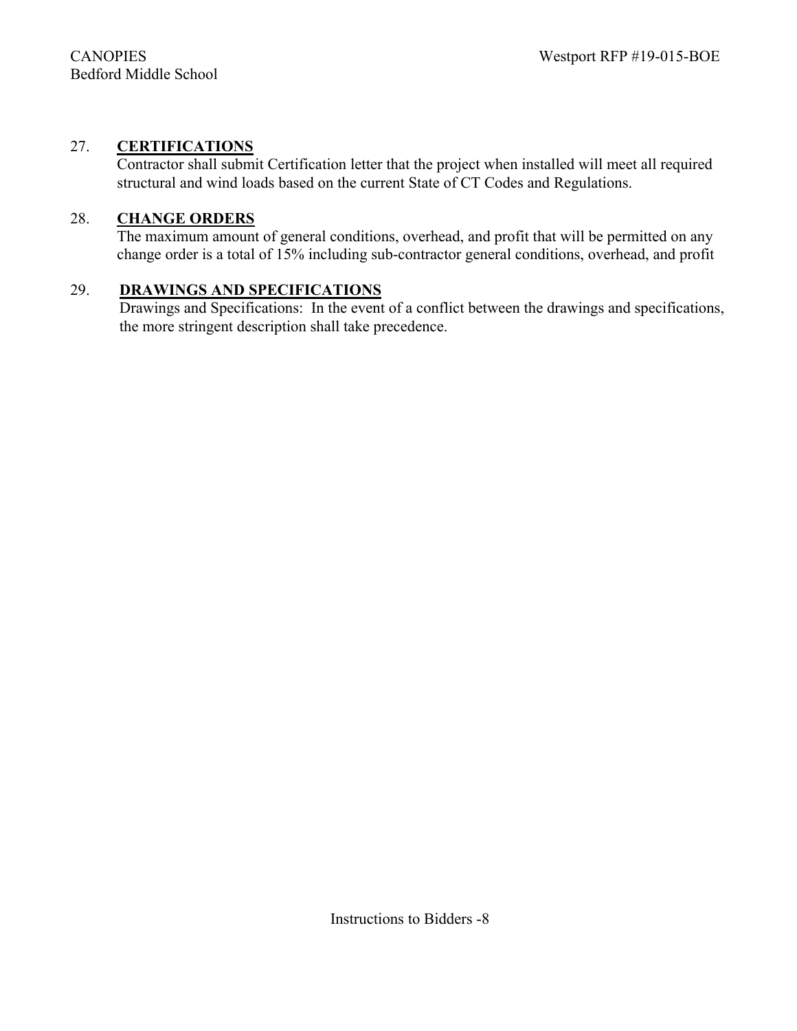27. **CERTIFICATIONS**
    Contractor shall submit Certification letter that the project when installed will meet all required structural and wind loads based on the current State of CT Codes and Regulations.

28. **CHANGE ORDERS**
    The maximum amount of general conditions, overhead, and profit that will be permitted on any change order is a total of 15% including sub-contractor general conditions, overhead, and profit

29. **DRAWINGS AND SPECIFICATIONS**
    Drawings and Specifications: In the event of a conflict between the drawings and specifications, the more stringent description shall take precedence.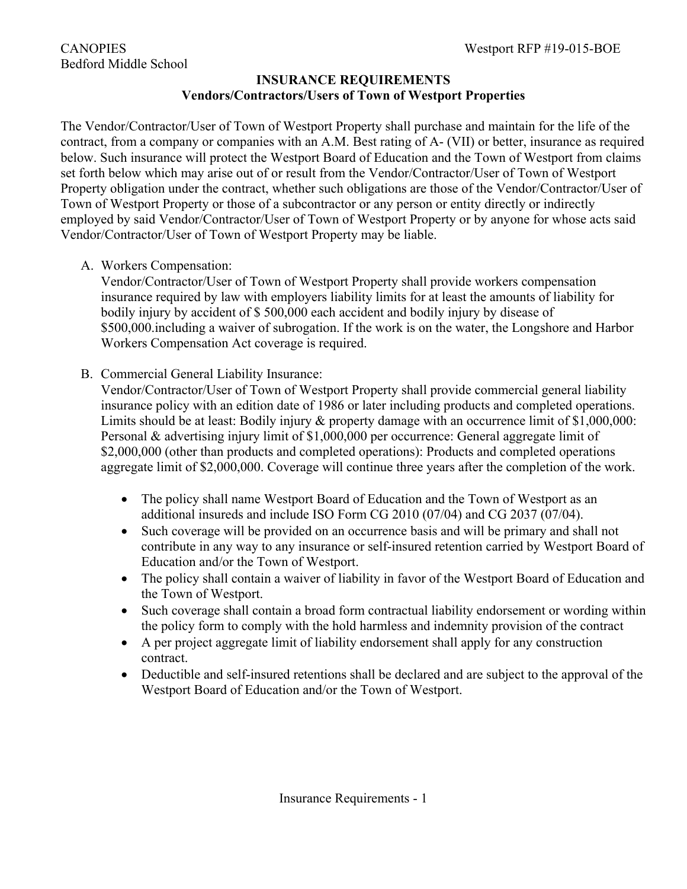## INSURANCE REQUIREMENTS
### Vendors/Contractors/Users of Town of Westport Properties

The Vendor/Contractor/User of Town of Westport Property shall purchase and maintain for the life of the contract, from a company or companies with an A.M. Best rating of A- (VII) or better, insurance as required below. Such insurance will protect the Westport Board of Education and the Town of Westport from claims set forth below which may arise out of or result from the Vendor/Contractor/User of Town of Westport Property obligation under the contract, whether such obligations are those of the Vendor/Contractor/User of Town of Westport Property or those of a subcontractor or any person or entity directly or indirectly employed by said Vendor/Contractor/User of Town of Westport Property or by anyone for whose acts said Vendor/Contractor/User of Town of Westport Property may be liable.

A. Workers Compensation:
   Vendor/Contractor/User of Town of Westport Property shall provide workers compensation insurance required by law with employers liability limits for at least the amounts of liability for bodily injury by accident of $ 500,000 each accident and bodily injury by disease of $500,000.including a waiver of subrogation. If the work is on the water, the Longshore and Harbor Workers Compensation Act coverage is required.

B. Commercial General Liability Insurance:
   Vendor/Contractor/User of Town of Westport Property shall provide commercial general liability insurance policy with an edition date of 1986 or later including products and completed operations. Limits should be at least: Bodily injury & property damage with an occurrence limit of $1,000,000: Personal & advertising injury limit of $1,000,000 per occurrence: General aggregate limit of $2,000,000 (other than products and completed operations): Products and completed operations aggregate limit of $2,000,000. Coverage will continue three years after the completion of the work.

   - The policy shall name Westport Board of Education and the Town of Westport as an additional insureds and include ISO Form CG 2010 (07/04) and CG 2037 (07/04).
   - Such coverage will be provided on an occurrence basis and will be primary and shall not contribute in any way to any insurance or self-insured retention carried by Westport Board of Education and/or the Town of Westport.
   - The policy shall contain a waiver of liability in favor of the Westport Board of Education and the Town of Westport.
   - Such coverage shall contain a broad form contractual liability endorsement or wording within the policy form to comply with the hold harmless and indemnity provision of the contract
   - A per project aggregate limit of liability endorsement shall apply for any construction contract.
   - Deductible and self-insured retentions shall be declared and are subject to the approval of the Westport Board of Education and/or the Town of Westport.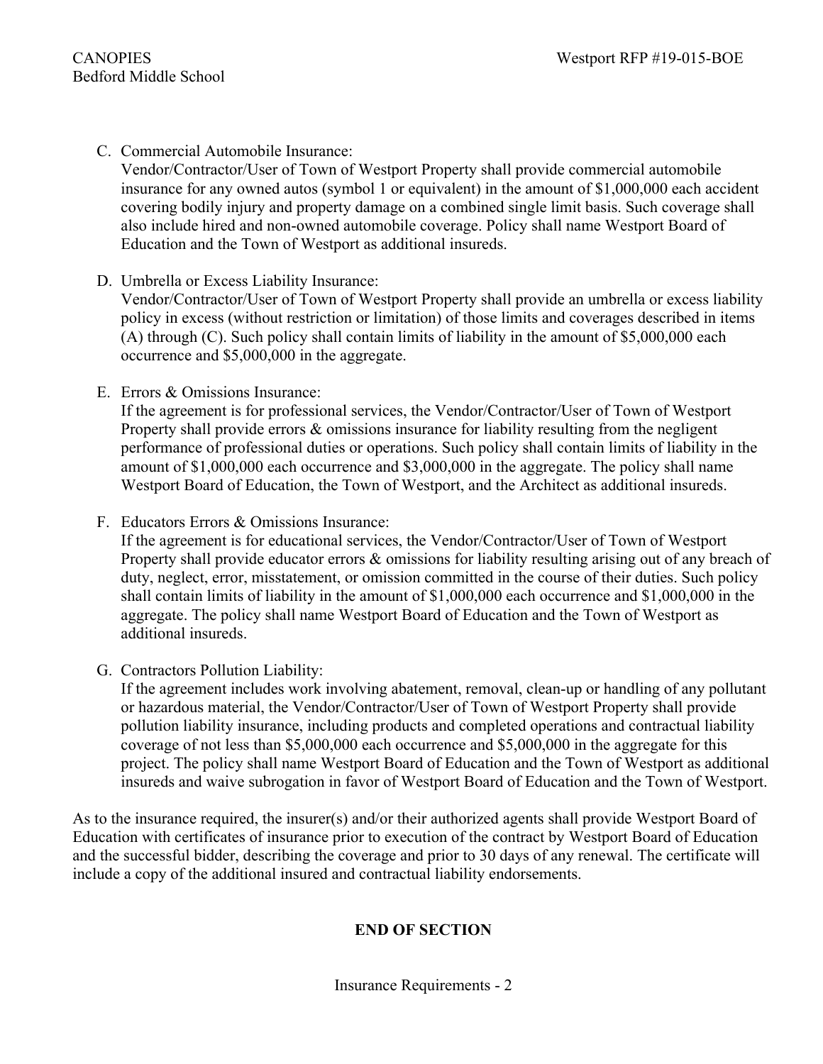C. Commercial Automobile Insurance:
   Vendor/Contractor/User of Town of Westport Property shall provide commercial automobile insurance for any owned autos (symbol 1 or equivalent) in the amount of $1,000,000 each accident covering bodily injury and property damage on a combined single limit basis. Such coverage shall also include hired and non-owned automobile coverage. Policy shall name Westport Board of Education and the Town of Westport as additional insureds.

D. Umbrella or Excess Liability Insurance:
   Vendor/Contractor/User of Town of Westport Property shall provide an umbrella or excess liability policy in excess (without restriction or limitation) of those limits and coverages described in items (A) through (C). Such policy shall contain limits of liability in the amount of $5,000,000 each occurrence and $5,000,000 in the aggregate.

E. Errors & Omissions Insurance:
   If the agreement is for professional services, the Vendor/Contractor/User of Town of Westport Property shall provide errors & omissions insurance for liability resulting from the negligent performance of professional duties or operations. Such policy shall contain limits of liability in the amount of $1,000,000 each occurrence and $3,000,000 in the aggregate. The policy shall name Westport Board of Education, the Town of Westport, and the Architect as additional insureds.

F. Educators Errors & Omissions Insurance:
   If the agreement is for educational services, the Vendor/Contractor/User of Town of Westport Property shall provide educator errors & omissions for liability resulting arising out of any breach of duty, neglect, error, misstatement, or omission committed in the course of their duties. Such policy shall contain limits of liability in the amount of $1,000,000 each occurrence and $1,000,000 in the aggregate. The policy shall name Westport Board of Education and the Town of Westport as additional insureds.

G. Contractors Pollution Liability:
   If the agreement includes work involving abatement, removal, clean-up or handling of any pollutant or hazardous material, the Vendor/Contractor/User of Town of Westport Property shall provide pollution liability insurance, including products and completed operations and contractual liability coverage of not less than $5,000,000 each occurrence and $5,000,000 in the aggregate for this project. The policy shall name Westport Board of Education and the Town of Westport as additional insureds and waive subrogation in favor of Westport Board of Education and the Town of Westport.

As to the insurance required, the insurer(s) and/or their authorized agents shall provide Westport Board of Education with certificates of insurance prior to execution of the contract by Westport Board of Education and the successful bidder, describing the coverage and prior to 30 days of any renewal. The certificate will include a copy of the additional insured and contractual liability endorsements.

**END OF SECTION**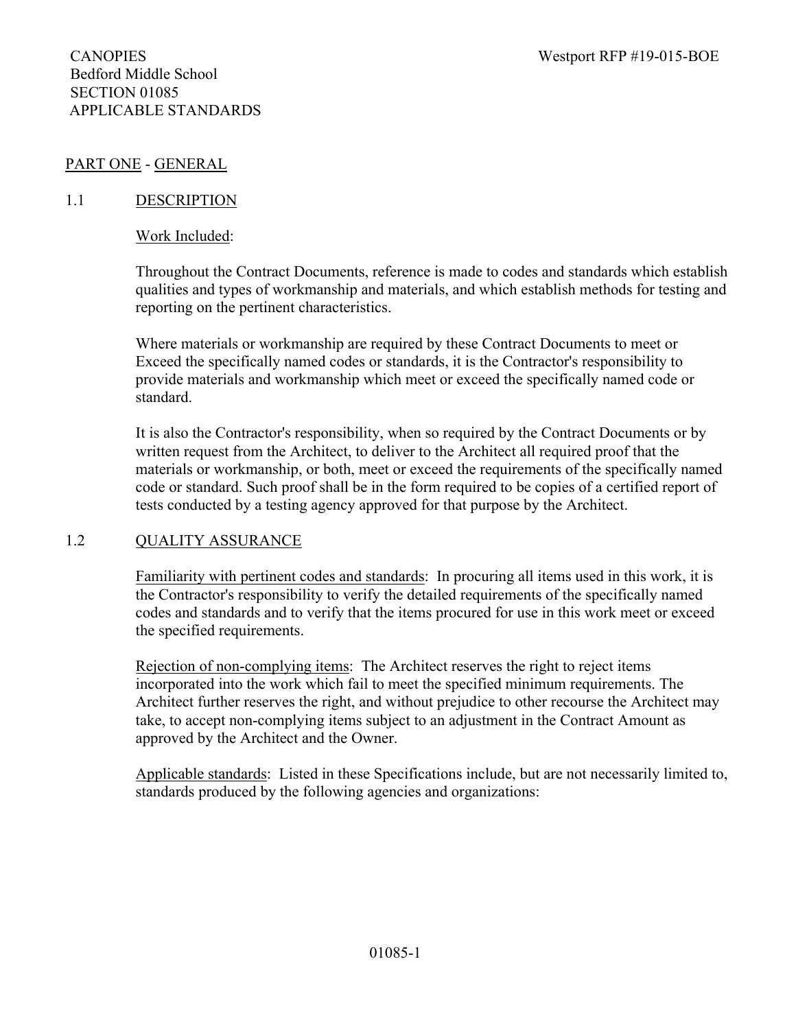CANOPIES
Bedford Middle School
SECTION 01085
APPLICABLE STANDARDS

Westport RFP #19-015-BOE

## PART ONE - GENERAL

### 1.1 DESCRIPTION

Work Included:

Throughout the Contract Documents, reference is made to codes and standards which establish qualities and types of workmanship and materials, and which establish methods for testing and reporting on the pertinent characteristics.

Where materials or workmanship are required by these Contract Documents to meet or Exceed the specifically named codes or standards, it is the Contractor's responsibility to provide materials and workmanship which meet or exceed the specifically named code or standard.

It is also the Contractor's responsibility, when so required by the Contract Documents or by written request from the Architect, to deliver to the Architect all required proof that the materials or workmanship, or both, meet or exceed the requirements of the specifically named code or standard. Such proof shall be in the form required to be copies of a certified report of tests conducted by a testing agency approved for that purpose by the Architect.

### 1.2 QUALITY ASSURANCE

Familiarity with pertinent codes and standards: In procuring all items used in this work, it is the Contractor's responsibility to verify the detailed requirements of the specifically named codes and standards and to verify that the items procured for use in this work meet or exceed the specified requirements.

Rejection of non-complying items: The Architect reserves the right to reject items incorporated into the work which fail to meet the specified minimum requirements. The Architect further reserves the right, and without prejudice to other recourse the Architect may take, to accept non-complying items subject to an adjustment in the Contract Amount as approved by the Architect and the Owner.

Applicable standards: Listed in these Specifications include, but are not necessarily limited to, standards produced by the following agencies and organizations: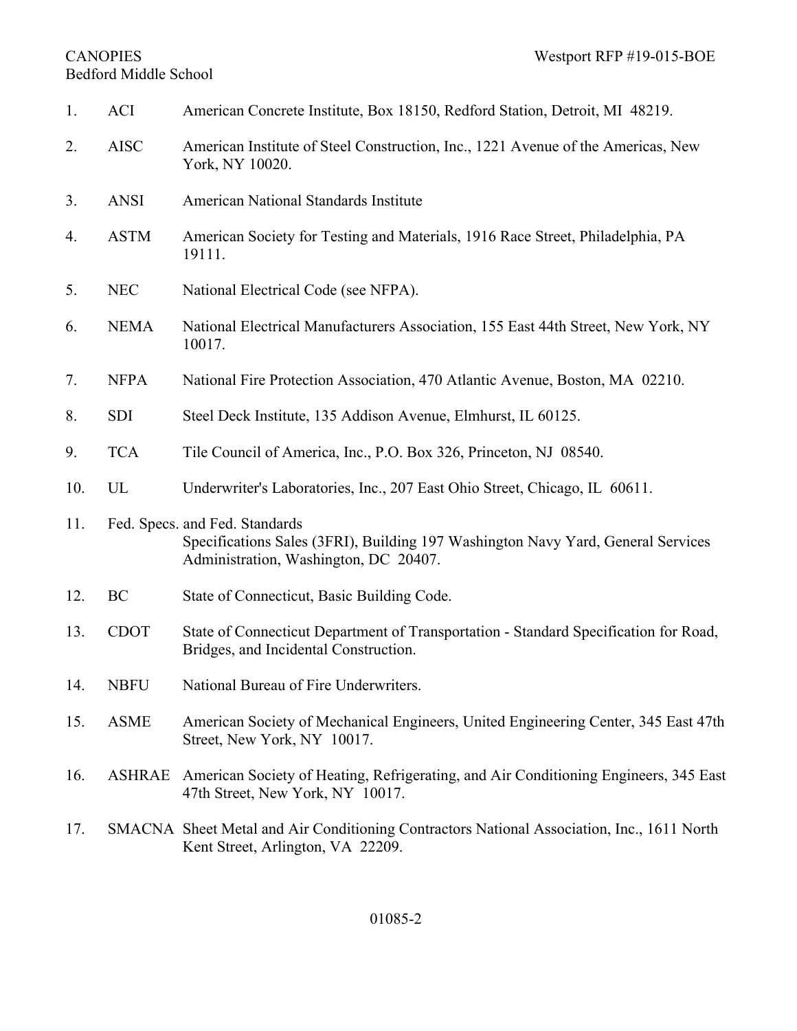1. ACI American Concrete Institute, Box 18150, Redford Station, Detroit, MI 48219.

2. AISC American Institute of Steel Construction, Inc., 1221 Avenue of the Americas, New York, NY 10020.

3. ANSI American National Standards Institute

4. ASTM American Society for Testing and Materials, 1916 Race Street, Philadelphia, PA 19111.

5. NEC National Electrical Code (see NFPA).

6. NEMA National Electrical Manufacturers Association, 155 East 44th Street, New York, NY 10017.

7. NFPA National Fire Protection Association, 470 Atlantic Avenue, Boston, MA 02210.

8. SDI Steel Deck Institute, 135 Addison Avenue, Elmhurst, IL 60125.

9. TCA Tile Council of America, Inc., P.O. Box 326, Princeton, NJ 08540.

10. UL Underwriter's Laboratories, Inc., 207 East Ohio Street, Chicago, IL 60611.

11. Fed. Specs. and Fed. Standards
    Specifications Sales (3FRI), Building 197 Washington Navy Yard, General Services Administration, Washington, DC 20407.

12. BC State of Connecticut, Basic Building Code.

13. CDOT State of Connecticut Department of Transportation - Standard Specification for Road, Bridges, and Incidental Construction.

14. NBFU National Bureau of Fire Underwriters.

15. ASME American Society of Mechanical Engineers, United Engineering Center, 345 East 47th Street, New York, NY 10017.

16. ASHRAE American Society of Heating, Refrigerating, and Air Conditioning Engineers, 345 East 47th Street, New York, NY 10017.

17. SMACNA Sheet Metal and Air Conditioning Contractors National Association, Inc., 1611 North Kent Street, Arlington, VA 22209.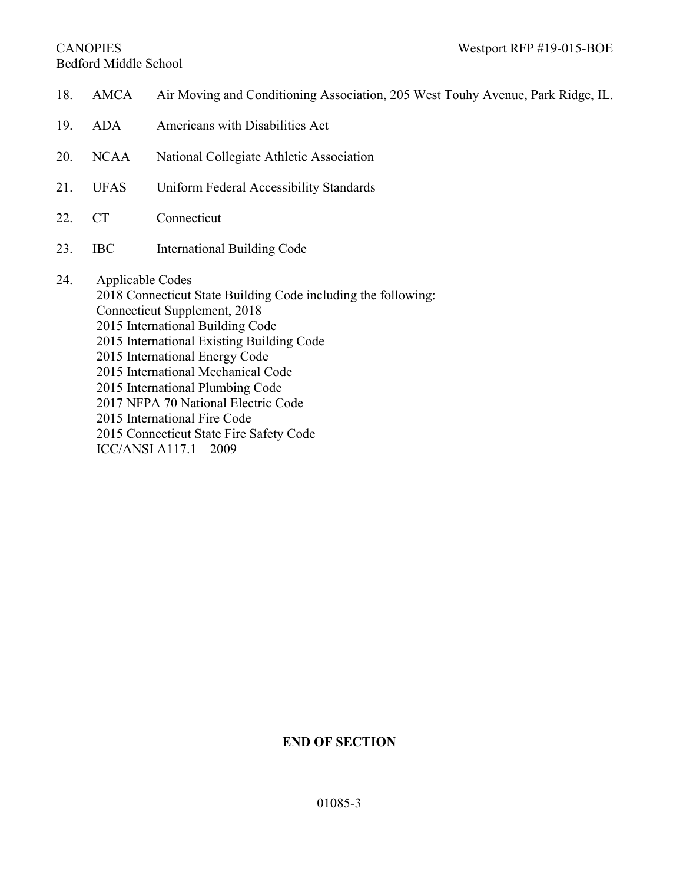18. AMCA Air Moving and Conditioning Association, 205 West Touhy Avenue, Park Ridge, IL.

19. ADA Americans with Disabilities Act

20. NCAA National Collegiate Athletic Association

21. UFAS Uniform Federal Accessibility Standards

22. CT Connecticut

23. IBC International Building Code

24. Applicable Codes
    2018 Connecticut State Building Code including the following:
    Connecticut Supplement, 2018
    2015 International Building Code
    2015 International Existing Building Code
    2015 International Energy Code
    2015 International Mechanical Code
    2015 International Plumbing Code
    2017 NFPA 70 National Electric Code
    2015 International Fire Code
    2015 Connecticut State Fire Safety Code
    ICC/ANSI A117.1 – 2009

**END OF SECTION**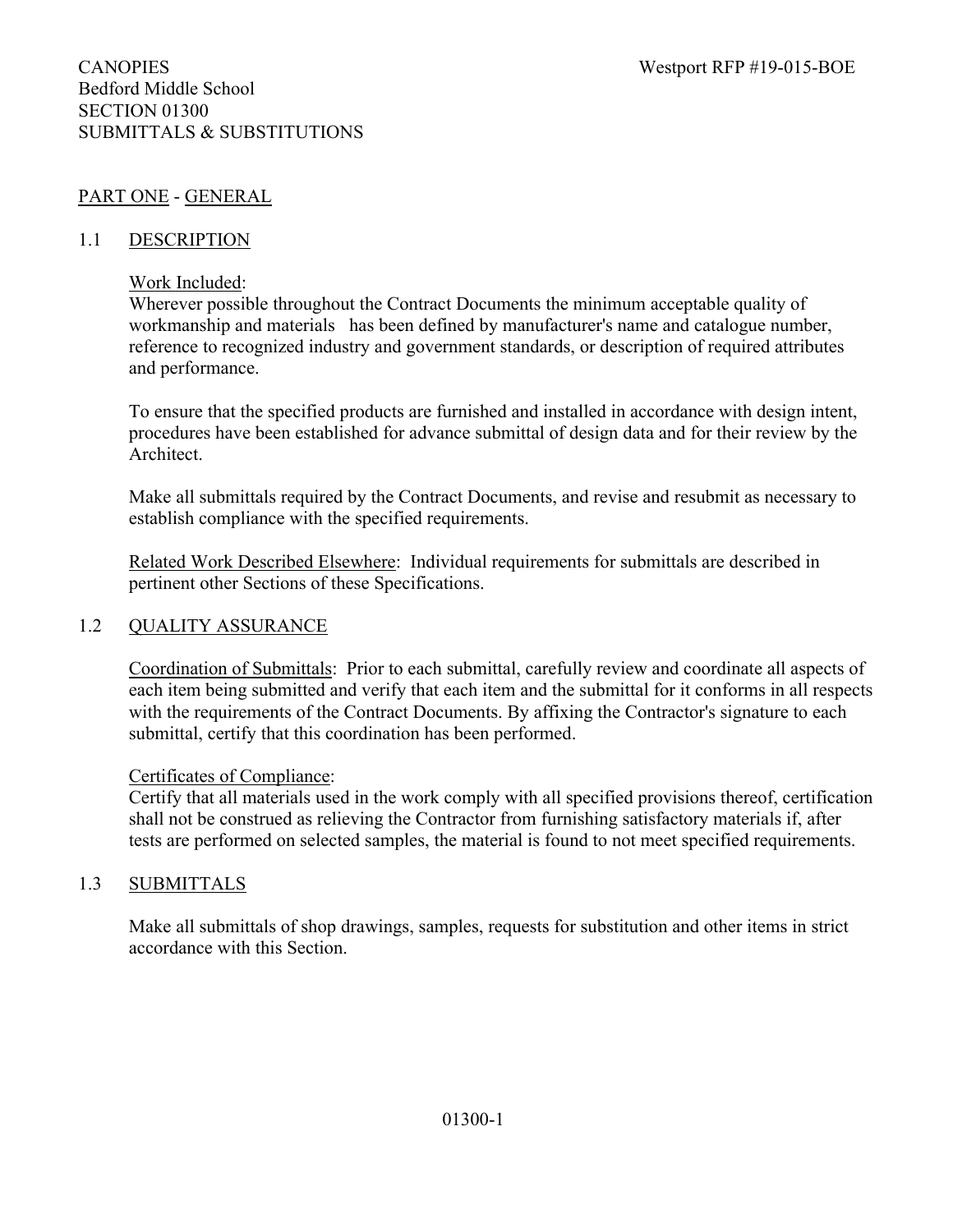CANOPIES
Bedford Middle School
SECTION 01300
SUBMITTALS & SUBSTITUTIONS

Westport RFP #19-015-BOE

## PART ONE - GENERAL

### 1.1 DESCRIPTION

Work Included:
Wherever possible throughout the Contract Documents the minimum acceptable quality of workmanship and materials has been defined by manufacturer's name and catalogue number, reference to recognized industry and government standards, or description of required attributes and performance.

To ensure that the specified products are furnished and installed in accordance with design intent, procedures have been established for advance submittal of design data and for their review by the Architect.

Make all submittals required by the Contract Documents, and revise and resubmit as necessary to establish compliance with the specified requirements.

Related Work Described Elsewhere: Individual requirements for submittals are described in pertinent other Sections of these Specifications.

### 1.2 QUALITY ASSURANCE

Coordination of Submittals: Prior to each submittal, carefully review and coordinate all aspects of each item being submitted and verify that each item and the submittal for it conforms in all respects with the requirements of the Contract Documents. By affixing the Contractor's signature to each submittal, certify that this coordination has been performed.

Certificates of Compliance:
Certify that all materials used in the work comply with all specified provisions thereof, certification shall not be construed as relieving the Contractor from furnishing satisfactory materials if, after tests are performed on selected samples, the material is found to not meet specified requirements.

### 1.3 SUBMITTALS

Make all submittals of shop drawings, samples, requests for substitution and other items in strict accordance with this Section.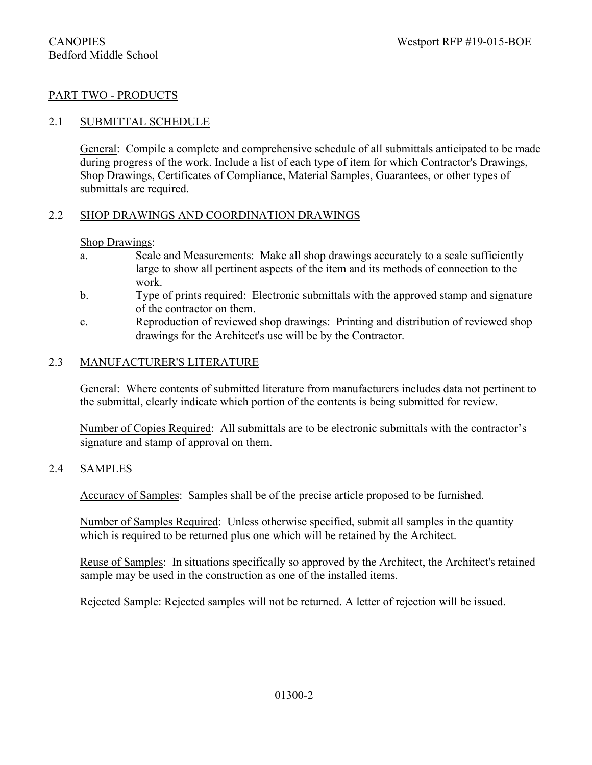## PART TWO - PRODUCTS

### 2.1 SUBMITTAL SCHEDULE

General: Compile a complete and comprehensive schedule of all submittals anticipated to be made during progress of the work. Include a list of each type of item for which Contractor's Drawings, Shop Drawings, Certificates of Compliance, Material Samples, Guarantees, or other types of submittals are required.

### 2.2 SHOP DRAWINGS AND COORDINATION DRAWINGS

Shop Drawings:

a. Scale and Measurements: Make all shop drawings accurately to a scale sufficiently large to show all pertinent aspects of the item and its methods of connection to the work.

b. Type of prints required: Electronic submittals with the approved stamp and signature of the contractor on them.

c. Reproduction of reviewed shop drawings: Printing and distribution of reviewed shop drawings for the Architect's use will be by the Contractor.

### 2.3 MANUFACTURER'S LITERATURE

General: Where contents of submitted literature from manufacturers includes data not pertinent to the submittal, clearly indicate which portion of the contents is being submitted for review.

Number of Copies Required: All submittals are to be electronic submittals with the contractor's signature and stamp of approval on them.

### 2.4 SAMPLES

Accuracy of Samples: Samples shall be of the precise article proposed to be furnished.

Number of Samples Required: Unless otherwise specified, submit all samples in the quantity which is required to be returned plus one which will be retained by the Architect.

Reuse of Samples: In situations specifically so approved by the Architect, the Architect's retained sample may be used in the construction as one of the installed items.

Rejected Sample: Rejected samples will not be returned. A letter of rejection will be issued.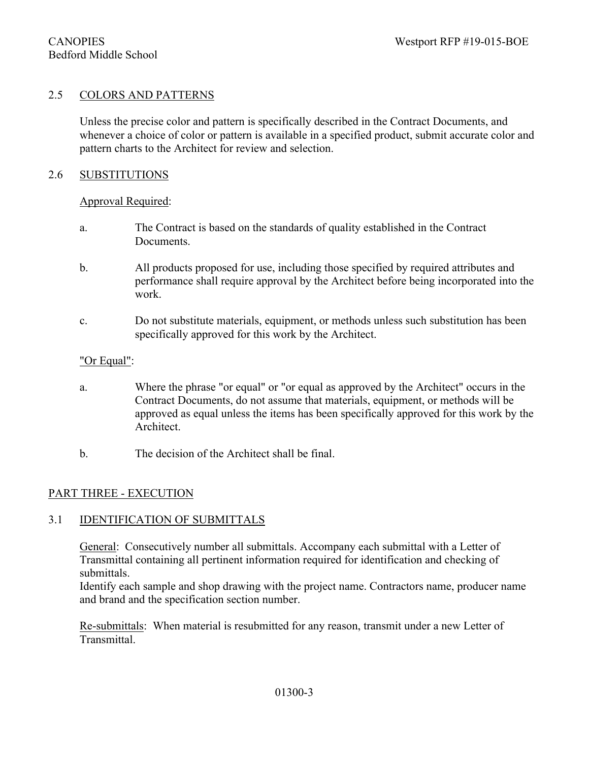## 2.5 COLORS AND PATTERNS

Unless the precise color and pattern is specifically described in the Contract Documents, and whenever a choice of color or pattern is available in a specified product, submit accurate color and pattern charts to the Architect for review and selection.

## 2.6 SUBSTITUTIONS

Approval Required:

a. The Contract is based on the standards of quality established in the Contract Documents.

b. All products proposed for use, including those specified by required attributes and performance shall require approval by the Architect before being incorporated into the work.

c. Do not substitute materials, equipment, or methods unless such substitution has been specifically approved for this work by the Architect.

"Or Equal":

a. Where the phrase "or equal" or "or equal as approved by the Architect" occurs in the Contract Documents, do not assume that materials, equipment, or methods will be approved as equal unless the items has been specifically approved for this work by the Architect.

b. The decision of the Architect shall be final.

# PART THREE - EXECUTION

## 3.1 IDENTIFICATION OF SUBMITTALS

General: Consecutively number all submittals. Accompany each submittal with a Letter of Transmittal containing all pertinent information required for identification and checking of submittals.
Identify each sample and shop drawing with the project name. Contractors name, producer name and brand and the specification section number.

Re-submittals: When material is resubmitted for any reason, transmit under a new Letter of Transmittal.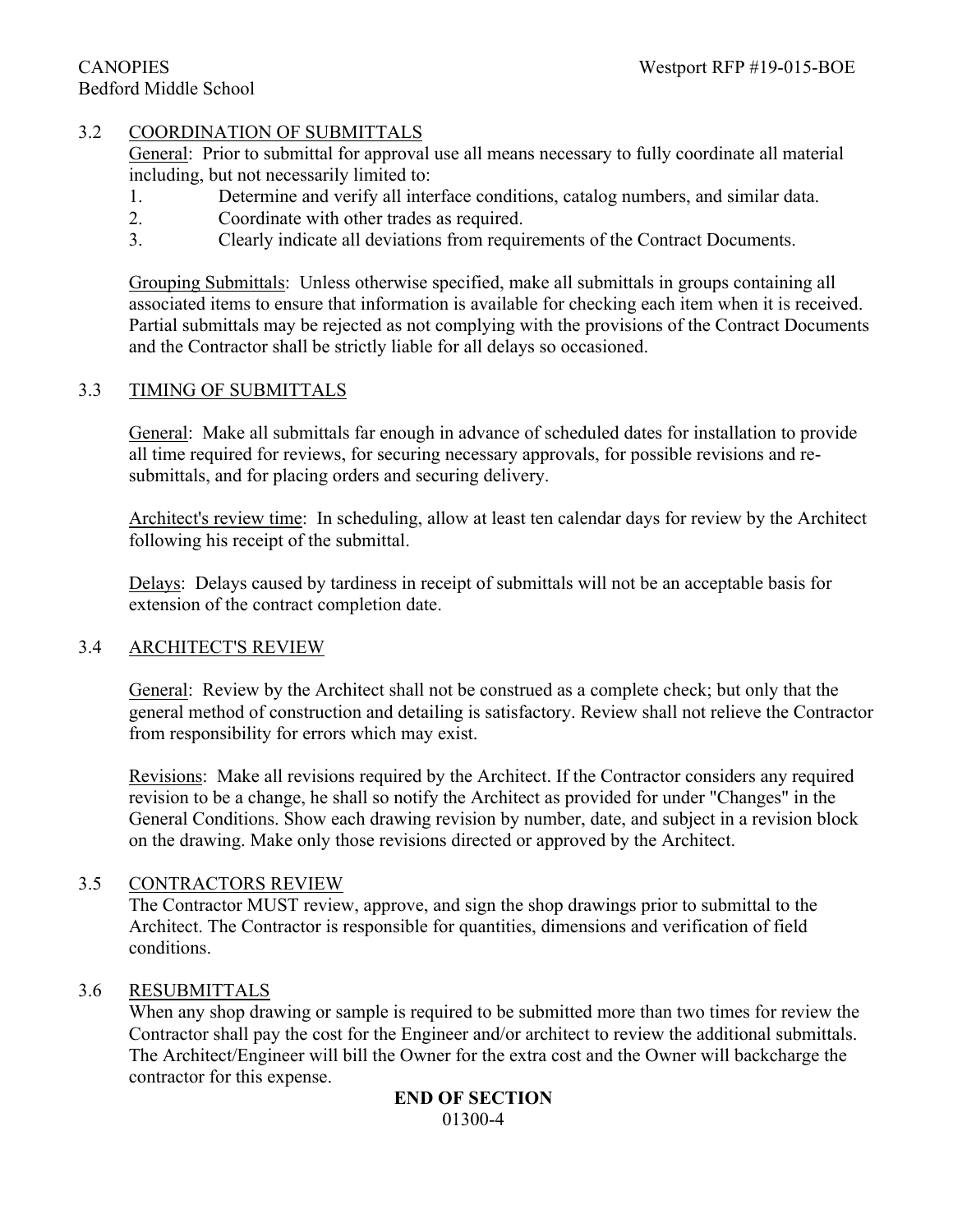## 3.2 COORDINATION OF SUBMITTALS

General: Prior to submittal for approval use all means necessary to fully coordinate all material including, but not necessarily limited to:

1. Determine and verify all interface conditions, catalog numbers, and similar data.
2. Coordinate with other trades as required.
3. Clearly indicate all deviations from requirements of the Contract Documents.

Grouping Submittals: Unless otherwise specified, make all submittals in groups containing all associated items to ensure that information is available for checking each item when it is received. Partial submittals may be rejected as not complying with the provisions of the Contract Documents and the Contractor shall be strictly liable for all delays so occasioned.

## 3.3 TIMING OF SUBMITTALS

General: Make all submittals far enough in advance of scheduled dates for installation to provide all time required for reviews, for securing necessary approvals, for possible revisions and re-submittals, and for placing orders and securing delivery.

Architect's review time: In scheduling, allow at least ten calendar days for review by the Architect following his receipt of the submittal.

Delays: Delays caused by tardiness in receipt of submittals will not be an acceptable basis for extension of the contract completion date.

## 3.4 ARCHITECT'S REVIEW

General: Review by the Architect shall not be construed as a complete check; but only that the general method of construction and detailing is satisfactory. Review shall not relieve the Contractor from responsibility for errors which may exist.

Revisions: Make all revisions required by the Architect. If the Contractor considers any required revision to be a change, he shall so notify the Architect as provided for under "Changes" in the General Conditions. Show each drawing revision by number, date, and subject in a revision block on the drawing. Make only those revisions directed or approved by the Architect.

## 3.5 CONTRACTORS REVIEW

The Contractor MUST review, approve, and sign the shop drawings prior to submittal to the Architect. The Contractor is responsible for quantities, dimensions and verification of field conditions.

## 3.6 RESUBMITTALS

When any shop drawing or sample is required to be submitted more than two times for review the Contractor shall pay the cost for the Engineer and/or architect to review the additional submittals. The Architect/Engineer will bill the Owner for the extra cost and the Owner will backcharge the contractor for this expense.

**END OF SECTION**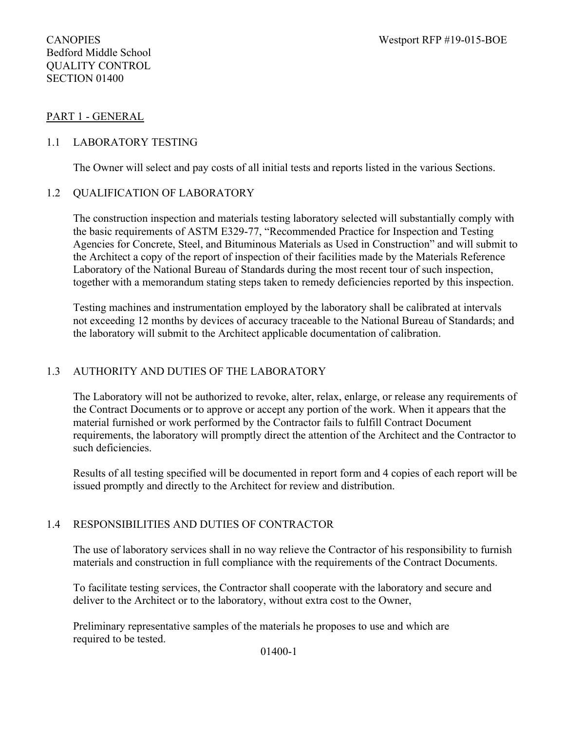CANOPIES
Bedford Middle School
QUALITY CONTROL
SECTION 01400

Westport RFP #19-015-BOE

## PART 1 - GENERAL

### 1.1 LABORATORY TESTING

The Owner will select and pay costs of all initial tests and reports listed in the various Sections.

### 1.2 QUALIFICATION OF LABORATORY

The construction inspection and materials testing laboratory selected will substantially comply with the basic requirements of ASTM E329-77, "Recommended Practice for Inspection and Testing Agencies for Concrete, Steel, and Bituminous Materials as Used in Construction" and will submit to the Architect a copy of the report of inspection of their facilities made by the Materials Reference Laboratory of the National Bureau of Standards during the most recent tour of such inspection, together with a memorandum stating steps taken to remedy deficiencies reported by this inspection.

Testing machines and instrumentation employed by the laboratory shall be calibrated at intervals not exceeding 12 months by devices of accuracy traceable to the National Bureau of Standards; and the laboratory will submit to the Architect applicable documentation of calibration.

### 1.3 AUTHORITY AND DUTIES OF THE LABORATORY

The Laboratory will not be authorized to revoke, alter, relax, enlarge, or release any requirements of the Contract Documents or to approve or accept any portion of the work. When it appears that the material furnished or work performed by the Contractor fails to fulfill Contract Document requirements, the laboratory will promptly direct the attention of the Architect and the Contractor to such deficiencies.

Results of all testing specified will be documented in report form and 4 copies of each report will be issued promptly and directly to the Architect for review and distribution.

### 1.4 RESPONSIBILITIES AND DUTIES OF CONTRACTOR

The use of laboratory services shall in no way relieve the Contractor of his responsibility to furnish materials and construction in full compliance with the requirements of the Contract Documents.

To facilitate testing services, the Contractor shall cooperate with the laboratory and secure and deliver to the Architect or to the laboratory, without extra cost to the Owner,

Preliminary representative samples of the materials he proposes to use and which are required to be tested.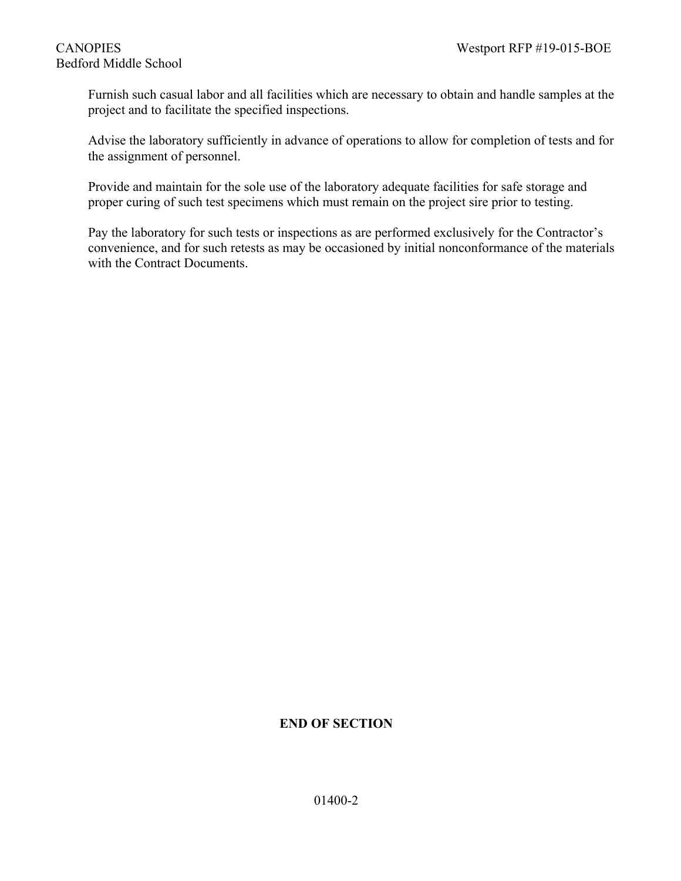Furnish such casual labor and all facilities which are necessary to obtain and handle samples at the project and to facilitate the specified inspections.

Advise the laboratory sufficiently in advance of operations to allow for completion of tests and for the assignment of personnel.

Provide and maintain for the sole use of the laboratory adequate facilities for safe storage and proper curing of such test specimens which must remain on the project sire prior to testing.

Pay the laboratory for such tests or inspections as are performed exclusively for the Contractor's convenience, and for such retests as may be occasioned by initial nonconformance of the materials with the Contract Documents.

**END OF SECTION**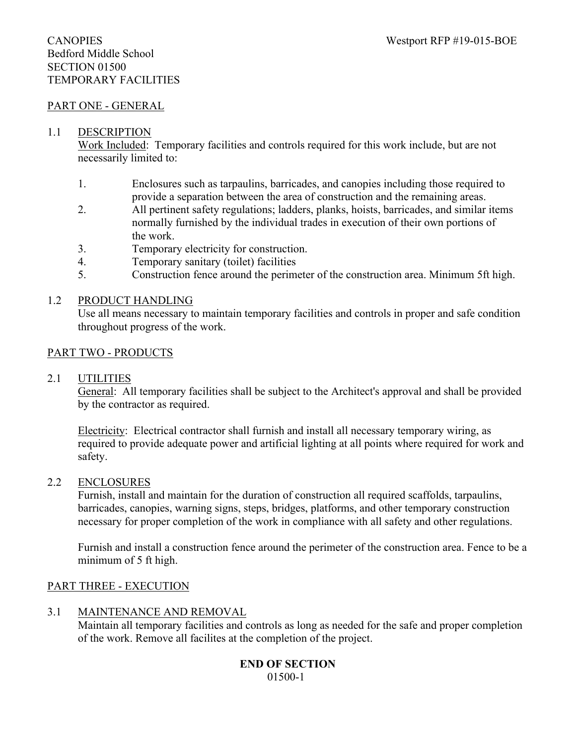CANOPIES
Bedford Middle School
SECTION 01500
TEMPORARY FACILITIES

Westport RFP #19-015-BOE

## PART ONE - GENERAL

### 1.1 DESCRIPTION

Work Included: Temporary facilities and controls required for this work include, but are not necessarily limited to:

1. Enclosures such as tarpaulins, barricades, and canopies including those required to provide a separation between the area of construction and the remaining areas.
2. All pertinent safety regulations; ladders, planks, hoists, barricades, and similar items normally furnished by the individual trades in execution of their own portions of the work.
3. Temporary electricity for construction.
4. Temporary sanitary (toilet) facilities
5. Construction fence around the perimeter of the construction area. Minimum 5ft high.

### 1.2 PRODUCT HANDLING

Use all means necessary to maintain temporary facilities and controls in proper and safe condition throughout progress of the work.

## PART TWO - PRODUCTS

### 2.1 UTILITIES

General: All temporary facilities shall be subject to the Architect's approval and shall be provided by the contractor as required.

Electricity: Electrical contractor shall furnish and install all necessary temporary wiring, as required to provide adequate power and artificial lighting at all points where required for work and safety.

### 2.2 ENCLOSURES

Furnish, install and maintain for the duration of construction all required scaffolds, tarpaulins, barricades, canopies, warning signs, steps, bridges, platforms, and other temporary construction necessary for proper completion of the work in compliance with all safety and other regulations.

Furnish and install a construction fence around the perimeter of the construction area. Fence to be a minimum of 5 ft high.

## PART THREE - EXECUTION

### 3.1 MAINTENANCE AND REMOVAL

Maintain all temporary facilities and controls as long as needed for the safe and proper completion of the work. Remove all facilites at the completion of the project.

**END OF SECTION**

01500-1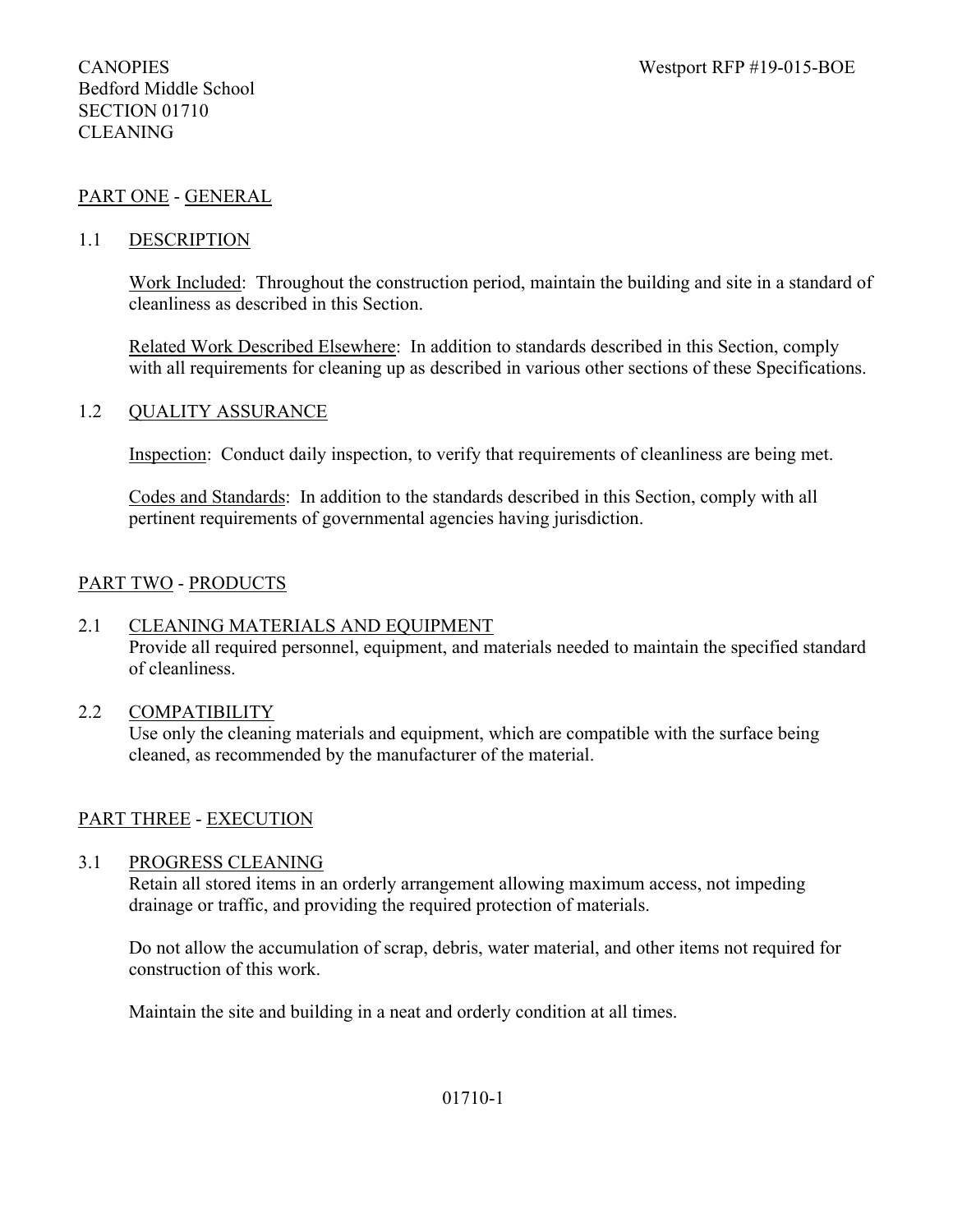CANOPIES
Bedford Middle School
SECTION 01710
CLEANING

## PART ONE - GENERAL

### 1.1 DESCRIPTION

Work Included: Throughout the construction period, maintain the building and site in a standard of cleanliness as described in this Section.

Related Work Described Elsewhere: In addition to standards described in this Section, comply with all requirements for cleaning up as described in various other sections of these Specifications.

### 1.2 QUALITY ASSURANCE

Inspection: Conduct daily inspection, to verify that requirements of cleanliness are being met.

Codes and Standards: In addition to the standards described in this Section, comply with all pertinent requirements of governmental agencies having jurisdiction.

## PART TWO - PRODUCTS

### 2.1 CLEANING MATERIALS AND EQUIPMENT

Provide all required personnel, equipment, and materials needed to maintain the specified standard of cleanliness.

### 2.2 COMPATIBILITY

Use only the cleaning materials and equipment, which are compatible with the surface being cleaned, as recommended by the manufacturer of the material.

## PART THREE - EXECUTION

### 3.1 PROGRESS CLEANING

Retain all stored items in an orderly arrangement allowing maximum access, not impeding drainage or traffic, and providing the required protection of materials.

Do not allow the accumulation of scrap, debris, water material, and other items not required for construction of this work.

Maintain the site and building in a neat and orderly condition at all times.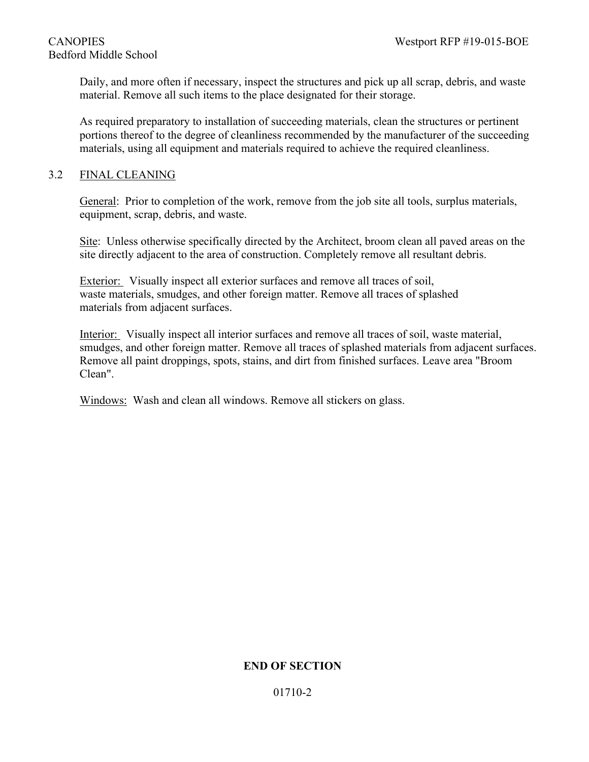Daily, and more often if necessary, inspect the structures and pick up all scrap, debris, and waste material. Remove all such items to the place designated for their storage.

As required preparatory to installation of succeeding materials, clean the structures or pertinent portions thereof to the degree of cleanliness recommended by the manufacturer of the succeeding materials, using all equipment and materials required to achieve the required cleanliness.

### 3.2 FINAL CLEANING

General: Prior to completion of the work, remove from the job site all tools, surplus materials, equipment, scrap, debris, and waste.

Site: Unless otherwise specifically directed by the Architect, broom clean all paved areas on the site directly adjacent to the area of construction. Completely remove all resultant debris.

Exterior: Visually inspect all exterior surfaces and remove all traces of soil, waste materials, smudges, and other foreign matter. Remove all traces of splashed materials from adjacent surfaces.

Interior: Visually inspect all interior surfaces and remove all traces of soil, waste material, smudges, and other foreign matter. Remove all traces of splashed materials from adjacent surfaces. Remove all paint droppings, spots, stains, and dirt from finished surfaces. Leave area "Broom Clean".

Windows: Wash and clean all windows. Remove all stickers on glass.

**END OF SECTION**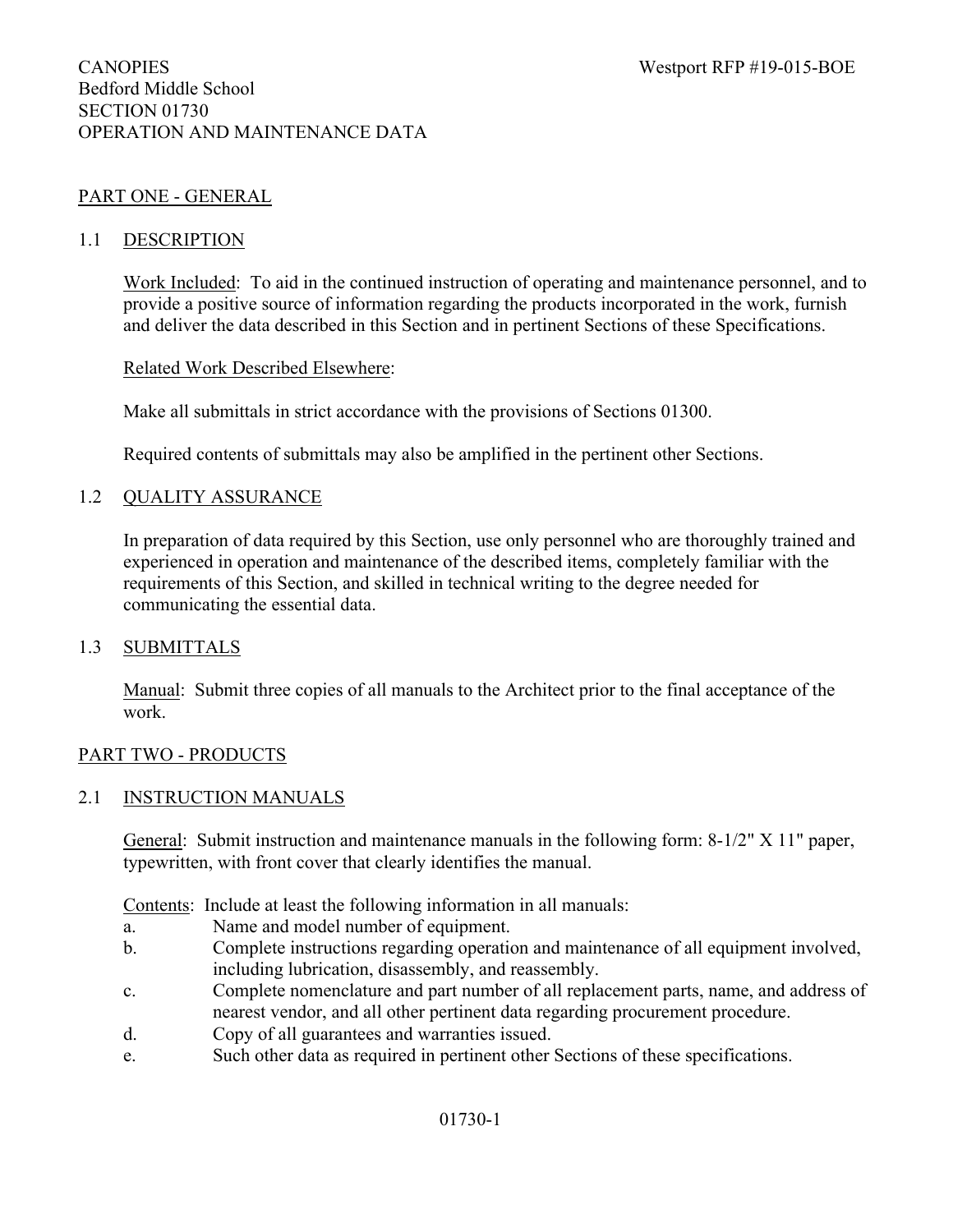CANOPIES
Bedford Middle School
SECTION 01730
OPERATION AND MAINTENANCE DATA

Westport RFP #19-015-BOE

## PART ONE - GENERAL

### 1.1 DESCRIPTION

Work Included: To aid in the continued instruction of operating and maintenance personnel, and to provide a positive source of information regarding the products incorporated in the work, furnish and deliver the data described in this Section and in pertinent Sections of these Specifications.

Related Work Described Elsewhere:

Make all submittals in strict accordance with the provisions of Sections 01300.

Required contents of submittals may also be amplified in the pertinent other Sections.

### 1.2 QUALITY ASSURANCE

In preparation of data required by this Section, use only personnel who are thoroughly trained and experienced in operation and maintenance of the described items, completely familiar with the requirements of this Section, and skilled in technical writing to the degree needed for communicating the essential data.

### 1.3 SUBMITTALS

Manual: Submit three copies of all manuals to the Architect prior to the final acceptance of the work.

## PART TWO - PRODUCTS

### 2.1 INSTRUCTION MANUALS

General: Submit instruction and maintenance manuals in the following form: 8-1/2" X 11" paper, typewritten, with front cover that clearly identifies the manual.

Contents: Include at least the following information in all manuals:

a. Name and model number of equipment.
b. Complete instructions regarding operation and maintenance of all equipment involved, including lubrication, disassembly, and reassembly.
c. Complete nomenclature and part number of all replacement parts, name, and address of nearest vendor, and all other pertinent data regarding procurement procedure.
d. Copy of all guarantees and warranties issued.
e. Such other data as required in pertinent other Sections of these specifications.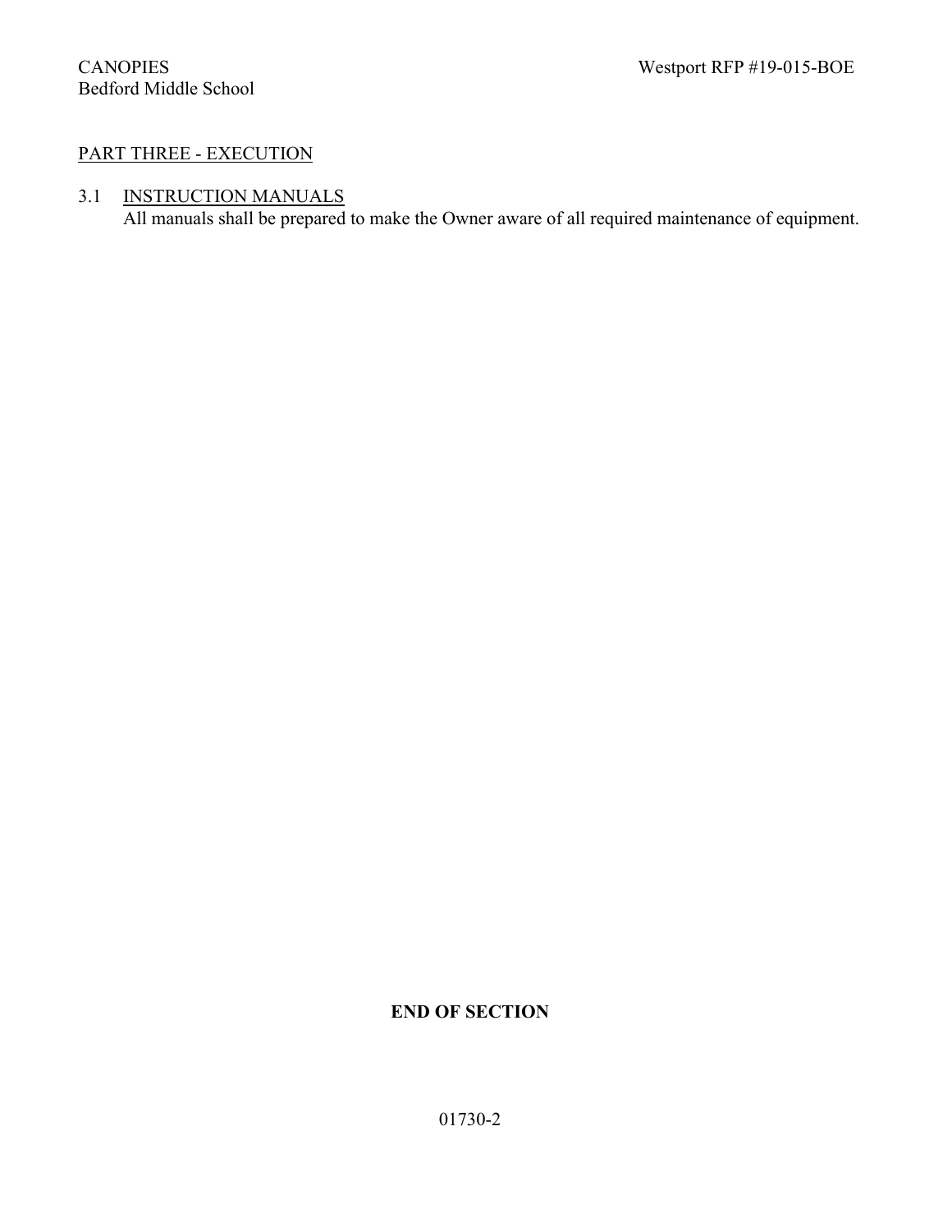## PART THREE - EXECUTION

### 3.1 INSTRUCTION MANUALS

All manuals shall be prepared to make the Owner aware of all required maintenance of equipment.

**END OF SECTION**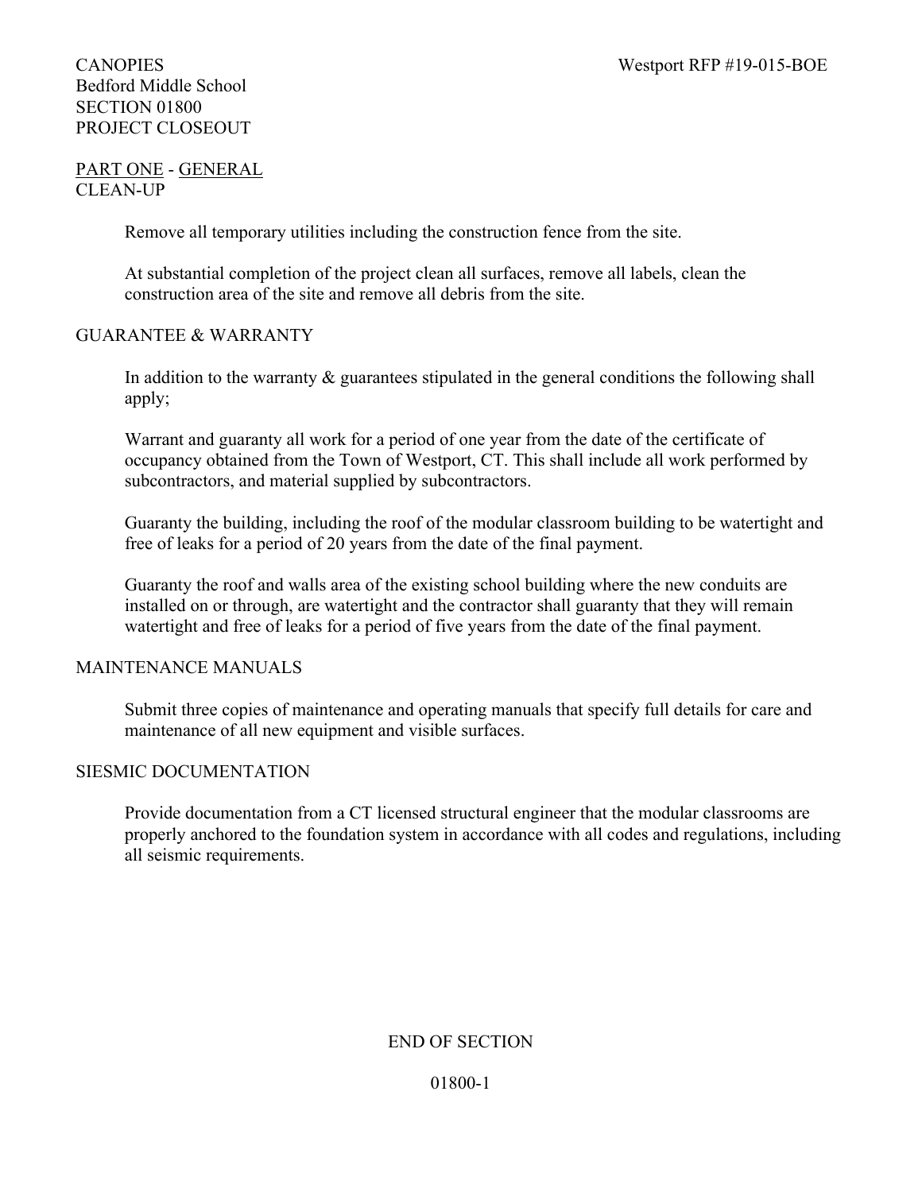CANOPIES
Bedford Middle School
SECTION 01800
PROJECT CLOSEOUT

Westport RFP #19-015-BOE

## PART ONE - GENERAL

### CLEAN-UP

Remove all temporary utilities including the construction fence from the site.

At substantial completion of the project clean all surfaces, remove all labels, clean the construction area of the site and remove all debris from the site.

### GUARANTEE & WARRANTY

In addition to the warranty & guarantees stipulated in the general conditions the following shall apply;

Warrant and guaranty all work for a period of one year from the date of the certificate of occupancy obtained from the Town of Westport, CT. This shall include all work performed by subcontractors, and material supplied by subcontractors.

Guaranty the building, including the roof of the modular classroom building to be watertight and free of leaks for a period of 20 years from the date of the final payment.

Guaranty the roof and walls area of the existing school building where the new conduits are installed on or through, are watertight and the contractor shall guaranty that they will remain watertight and free of leaks for a period of five years from the date of the final payment.

### MAINTENANCE MANUALS

Submit three copies of maintenance and operating manuals that specify full details for care and maintenance of all new equipment and visible surfaces.

### SIESMIC DOCUMENTATION

Provide documentation from a CT licensed structural engineer that the modular classrooms are properly anchored to the foundation system in accordance with all codes and regulations, including all seismic requirements.

END OF SECTION

01800-1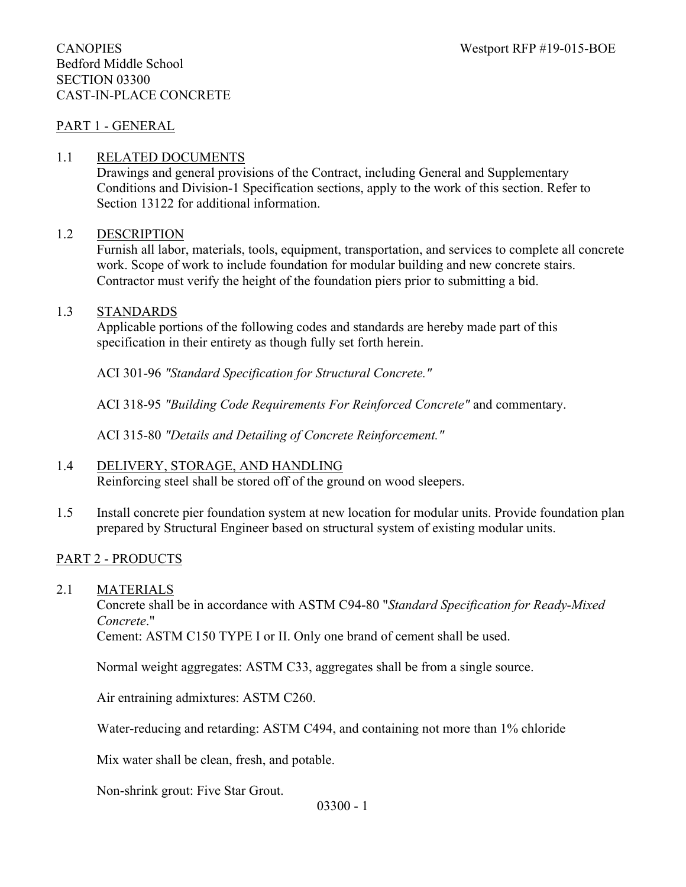CANOPIES
Bedford Middle School
SECTION 03300
CAST-IN-PLACE CONCRETE

## PART 1 - GENERAL

### 1.1 RELATED DOCUMENTS

Drawings and general provisions of the Contract, including General and Supplementary Conditions and Division-1 Specification sections, apply to the work of this section. Refer to Section 13122 for additional information.

### 1.2 DESCRIPTION

Furnish all labor, materials, tools, equipment, transportation, and services to complete all concrete work. Scope of work to include foundation for modular building and new concrete stairs. Contractor must verify the height of the foundation piers prior to submitting a bid.

### 1.3 STANDARDS

Applicable portions of the following codes and standards are hereby made part of this specification in their entirety as though fully set forth herein.

ACI 301-96 *"Standard Specification for Structural Concrete."*

ACI 318-95 *"Building Code Requirements For Reinforced Concrete"* and commentary.

ACI 315-80 *"Details and Detailing of Concrete Reinforcement."*

### 1.4 DELIVERY, STORAGE, AND HANDLING

Reinforcing steel shall be stored off of the ground on wood sleepers.

1.5 Install concrete pier foundation system at new location for modular units. Provide foundation plan prepared by Structural Engineer based on structural system of existing modular units.

## PART 2 - PRODUCTS

### 2.1 MATERIALS

Concrete shall be in accordance with ASTM C94-80 "*Standard Specification for Ready-Mixed Concrete*."
Cement: ASTM C150 TYPE I or II. Only one brand of cement shall be used.

Normal weight aggregates: ASTM C33, aggregates shall be from a single source.

Air entraining admixtures: ASTM C260.

Water-reducing and retarding: ASTM C494, and containing not more than 1% chloride

Mix water shall be clean, fresh, and potable.

Non-shrink grout: Five Star Grout.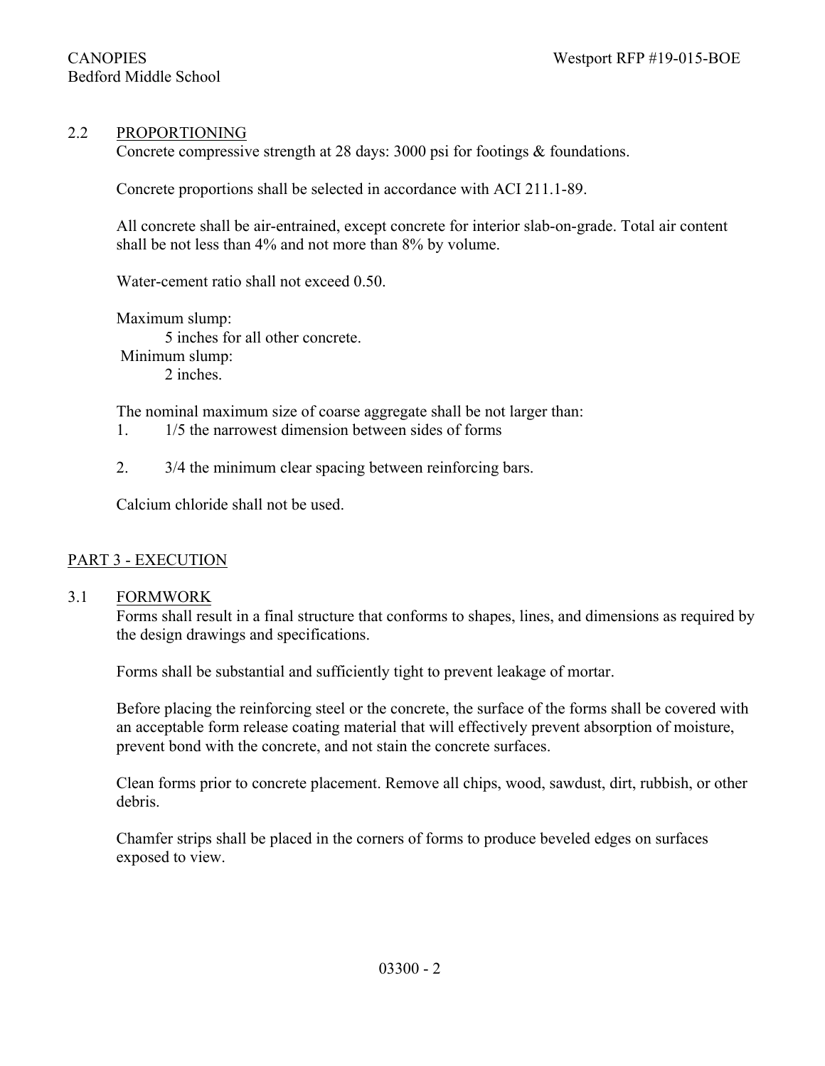### 2.2 PROPORTIONING

Concrete compressive strength at 28 days: 3000 psi for footings & foundations.

Concrete proportions shall be selected in accordance with ACI 211.1-89.

All concrete shall be air-entrained, except concrete for interior slab-on-grade. Total air content shall be not less than 4% and not more than 8% by volume.

Water-cement ratio shall not exceed 0.50.

Maximum slump:
    5 inches for all other concrete.
Minimum slump:
    2 inches.

The nominal maximum size of coarse aggregate shall be not larger than:

1. 1/5 the narrowest dimension between sides of forms

2. 3/4 the minimum clear spacing between reinforcing bars.

Calcium chloride shall not be used.

## PART 3 - EXECUTION

### 3.1 FORMWORK

Forms shall result in a final structure that conforms to shapes, lines, and dimensions as required by the design drawings and specifications.

Forms shall be substantial and sufficiently tight to prevent leakage of mortar.

Before placing the reinforcing steel or the concrete, the surface of the forms shall be covered with an acceptable form release coating material that will effectively prevent absorption of moisture, prevent bond with the concrete, and not stain the concrete surfaces.

Clean forms prior to concrete placement. Remove all chips, wood, sawdust, dirt, rubbish, or other debris.

Chamfer strips shall be placed in the corners of forms to produce beveled edges on surfaces exposed to view.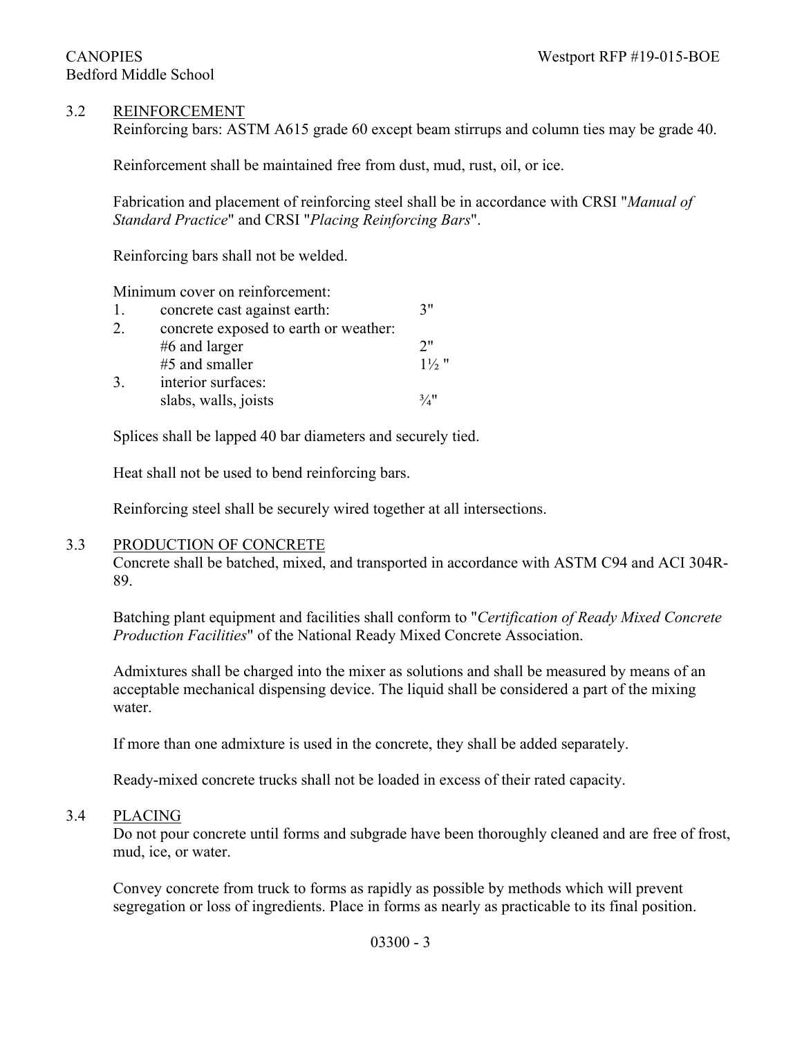### 3.2 REINFORCEMENT

Reinforcing bars: ASTM A615 grade 60 except beam stirrups and column ties may be grade 40.

Reinforcement shall be maintained free from dust, mud, rust, oil, or ice.

Fabrication and placement of reinforcing steel shall be in accordance with CRSI "*Manual of Standard Practice*" and CRSI "*Placing Reinforcing Bars*".

Reinforcing bars shall not be welded.

Minimum cover on reinforcement:

| | | |
|---|---|---|
| 1. | concrete cast against earth: | 3" |
| 2. | concrete exposed to earth or weather: | |
| | #6 and larger | 2" |
| | #5 and smaller | 1½ " |
| 3. | interior surfaces: | |
| | slabs, walls, joists | ¾" |

Splices shall be lapped 40 bar diameters and securely tied.

Heat shall not be used to bend reinforcing bars.

Reinforcing steel shall be securely wired together at all intersections.

### 3.3 PRODUCTION OF CONCRETE

Concrete shall be batched, mixed, and transported in accordance with ASTM C94 and ACI 304R-89.

Batching plant equipment and facilities shall conform to "*Certification of Ready Mixed Concrete Production Facilities*" of the National Ready Mixed Concrete Association.

Admixtures shall be charged into the mixer as solutions and shall be measured by means of an acceptable mechanical dispensing device. The liquid shall be considered a part of the mixing water.

If more than one admixture is used in the concrete, they shall be added separately.

Ready-mixed concrete trucks shall not be loaded in excess of their rated capacity.

### 3.4 PLACING

Do not pour concrete until forms and subgrade have been thoroughly cleaned and are free of frost, mud, ice, or water.

Convey concrete from truck to forms as rapidly as possible by methods which will prevent segregation or loss of ingredients. Place in forms as nearly as practicable to its final position.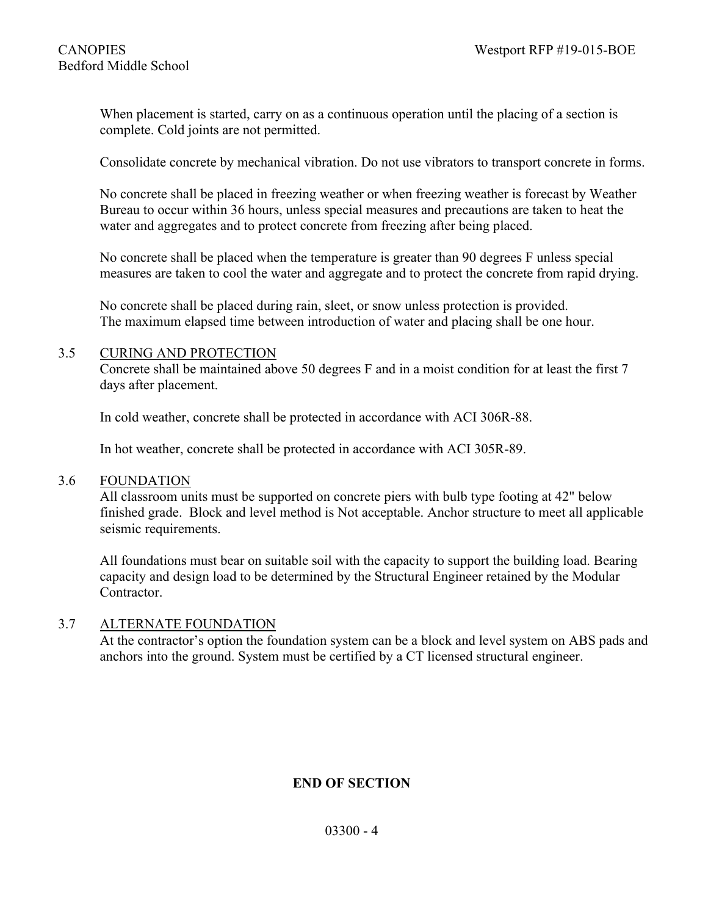When placement is started, carry on as a continuous operation until the placing of a section is complete. Cold joints are not permitted.

Consolidate concrete by mechanical vibration. Do not use vibrators to transport concrete in forms.

No concrete shall be placed in freezing weather or when freezing weather is forecast by Weather Bureau to occur within 36 hours, unless special measures and precautions are taken to heat the water and aggregates and to protect concrete from freezing after being placed.

No concrete shall be placed when the temperature is greater than 90 degrees F unless special measures are taken to cool the water and aggregate and to protect the concrete from rapid drying.

No concrete shall be placed during rain, sleet, or snow unless protection is provided.
The maximum elapsed time between introduction of water and placing shall be one hour.

## 3.5 CURING AND PROTECTION

Concrete shall be maintained above 50 degrees F and in a moist condition for at least the first 7 days after placement.

In cold weather, concrete shall be protected in accordance with ACI 306R-88.

In hot weather, concrete shall be protected in accordance with ACI 305R-89.

## 3.6 FOUNDATION

All classroom units must be supported on concrete piers with bulb type footing at 42" below finished grade. Block and level method is Not acceptable. Anchor structure to meet all applicable seismic requirements.

All foundations must bear on suitable soil with the capacity to support the building load. Bearing capacity and design load to be determined by the Structural Engineer retained by the Modular Contractor.

## 3.7 ALTERNATE FOUNDATION

At the contractor's option the foundation system can be a block and level system on ABS pads and anchors into the ground. System must be certified by a CT licensed structural engineer.

**END OF SECTION**